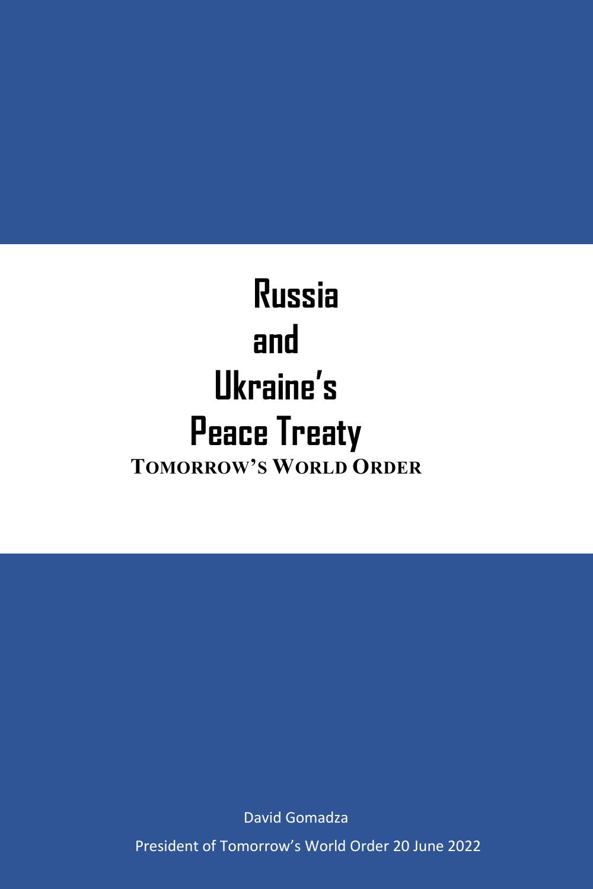# Russia and Ukraine's Peace Treaty

## TOMORROW'S WORLD ORDER

David Gomadza

President of Tomorrow's World Order 20 June 2022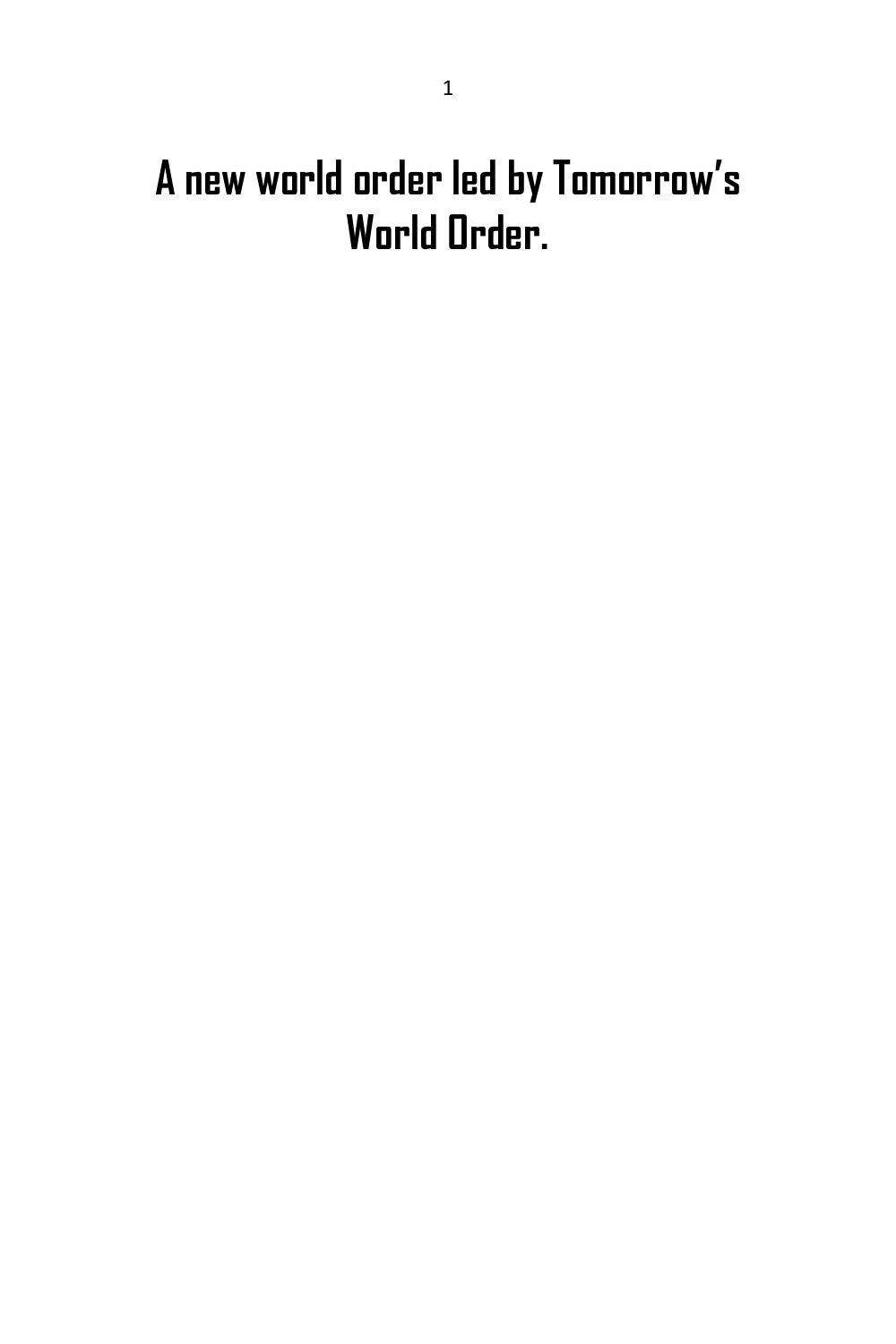# A new world order led by Tomorrow's World Order.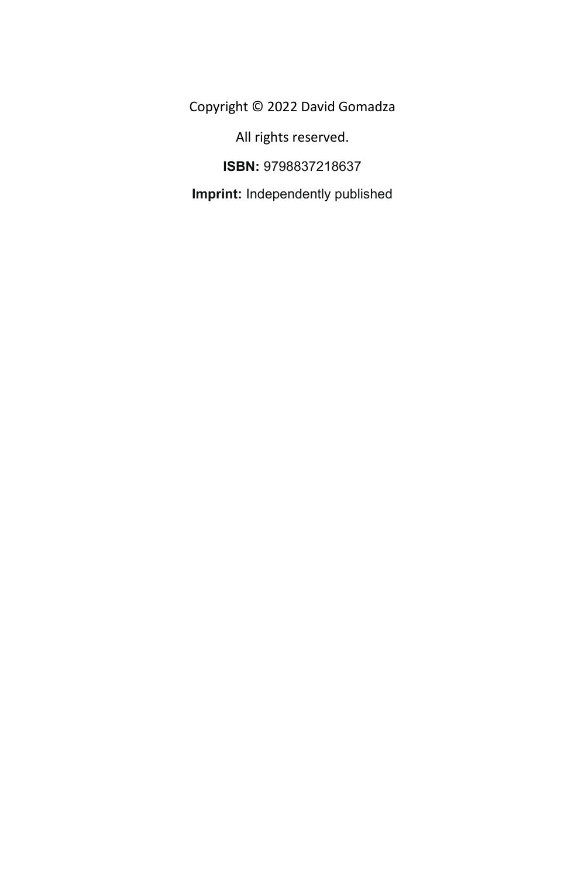Copyright © 2022 David Gomadza

All rights reserved.

**ISBN:** 9798837218637

**Imprint:** Independently published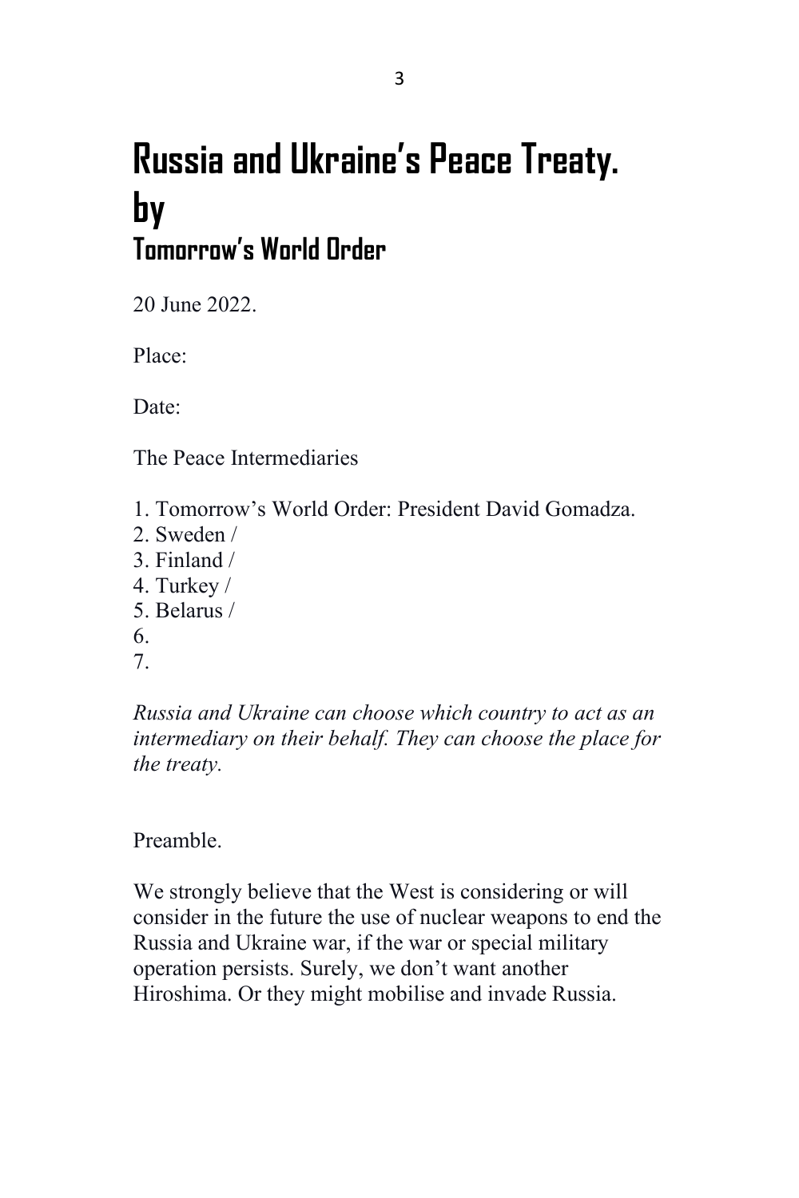# Russia and Ukraine's Peace Treaty.
# by
## Tomorrow's World Order

20 June 2022.

Place:

Date:

The Peace Intermediaries

1. Tomorrow's World Order: President David Gomadza.
2. Sweden /
3. Finland /
4. Turkey /
5. Belarus /
6. 
7. 

*Russia and Ukraine can choose which country to act as an intermediary on their behalf. They can choose the place for the treaty.*

Preamble.

We strongly believe that the West is considering or will consider in the future the use of nuclear weapons to end the Russia and Ukraine war, if the war or special military operation persists. Surely, we don't want another Hiroshima. Or they might mobilise and invade Russia.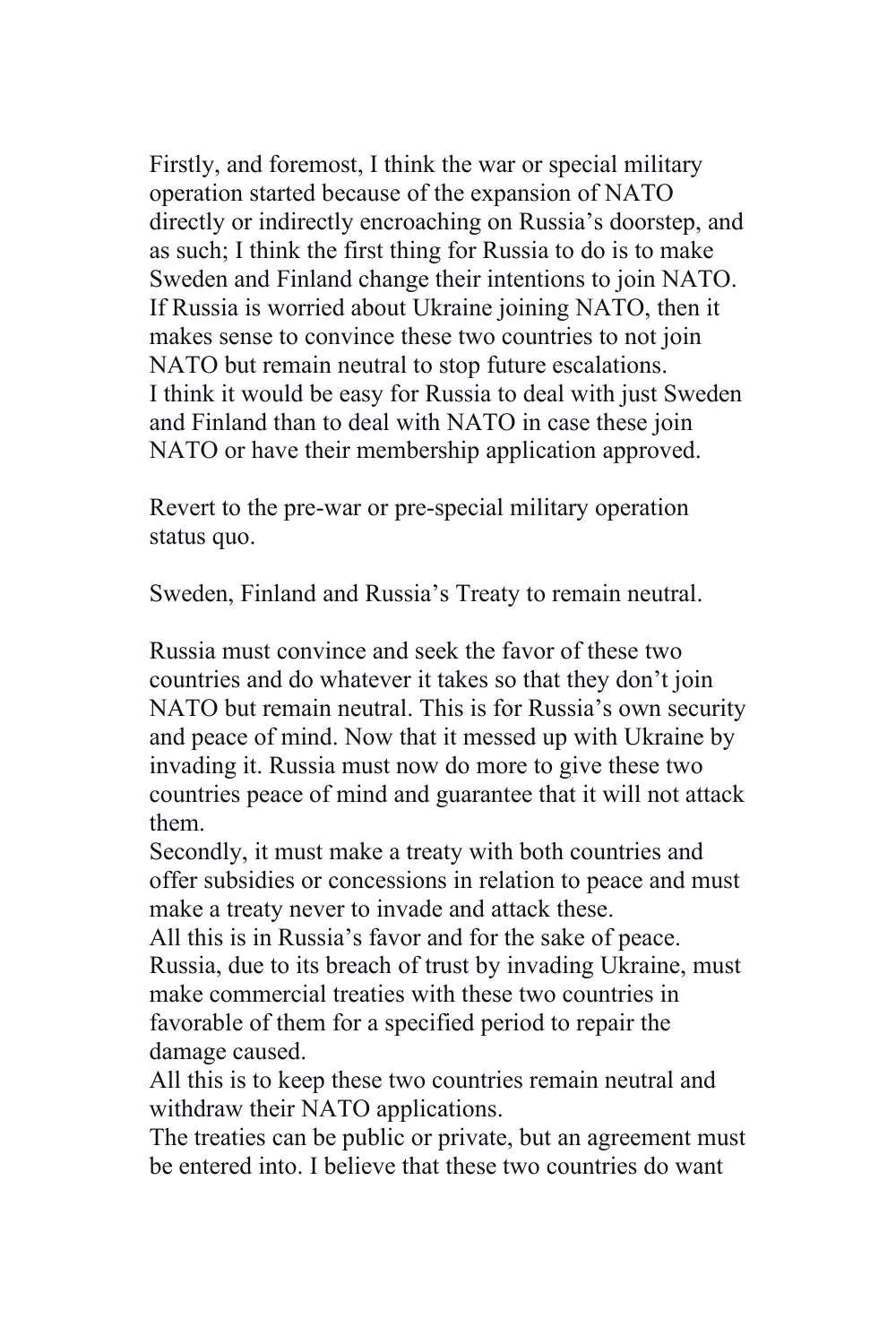Firstly, and foremost, I think the war or special military operation started because of the expansion of NATO directly or indirectly encroaching on Russia's doorstep, and as such; I think the first thing for Russia to do is to make Sweden and Finland change their intentions to join NATO. If Russia is worried about Ukraine joining NATO, then it makes sense to convince these two countries to not join NATO but remain neutral to stop future escalations.
I think it would be easy for Russia to deal with just Sweden and Finland than to deal with NATO in case these join NATO or have their membership application approved.

Revert to the pre-war or pre-special military operation status quo.

Sweden, Finland and Russia's Treaty to remain neutral.

Russia must convince and seek the favor of these two countries and do whatever it takes so that they don't join NATO but remain neutral. This is for Russia's own security and peace of mind. Now that it messed up with Ukraine by invading it. Russia must now do more to give these two countries peace of mind and guarantee that it will not attack them.
Secondly, it must make a treaty with both countries and offer subsidies or concessions in relation to peace and must make a treaty never to invade and attack these.
All this is in Russia's favor and for the sake of peace.
Russia, due to its breach of trust by invading Ukraine, must make commercial treaties with these two countries in favorable of them for a specified period to repair the damage caused.
All this is to keep these two countries remain neutral and withdraw their NATO applications.
The treaties can be public or private, but an agreement must be entered into. I believe that these two countries do want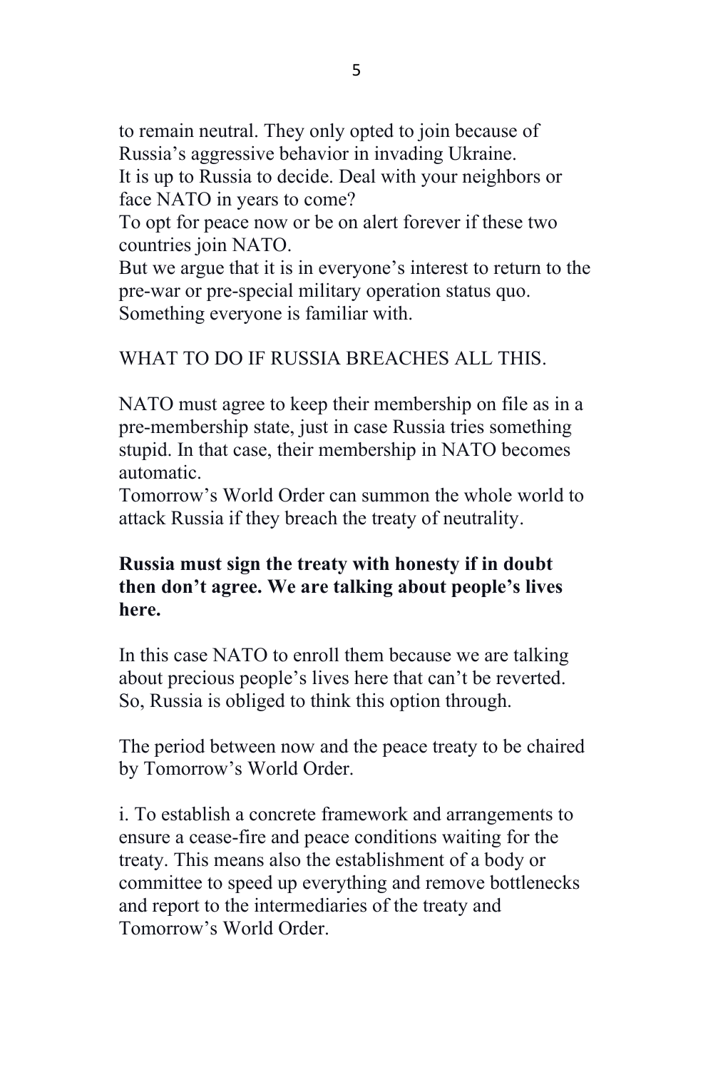to remain neutral. They only opted to join because of Russia's aggressive behavior in invading Ukraine.
It is up to Russia to decide. Deal with your neighbors or face NATO in years to come?
To opt for peace now or be on alert forever if these two countries join NATO.
But we argue that it is in everyone's interest to return to the pre-war or pre-special military operation status quo. Something everyone is familiar with.

WHAT TO DO IF RUSSIA BREACHES ALL THIS.

NATO must agree to keep their membership on file as in a pre-membership state, just in case Russia tries something stupid. In that case, their membership in NATO becomes automatic.
Tomorrow's World Order can summon the whole world to attack Russia if they breach the treaty of neutrality.

**Russia must sign the treaty with honesty if in doubt then don't agree. We are talking about people's lives here.**

In this case NATO to enroll them because we are talking about precious people's lives here that can't be reverted. So, Russia is obliged to think this option through.

The period between now and the peace treaty to be chaired by Tomorrow's World Order.

i. To establish a concrete framework and arrangements to ensure a cease-fire and peace conditions waiting for the treaty. This means also the establishment of a body or committee to speed up everything and remove bottlenecks and report to the intermediaries of the treaty and Tomorrow's World Order.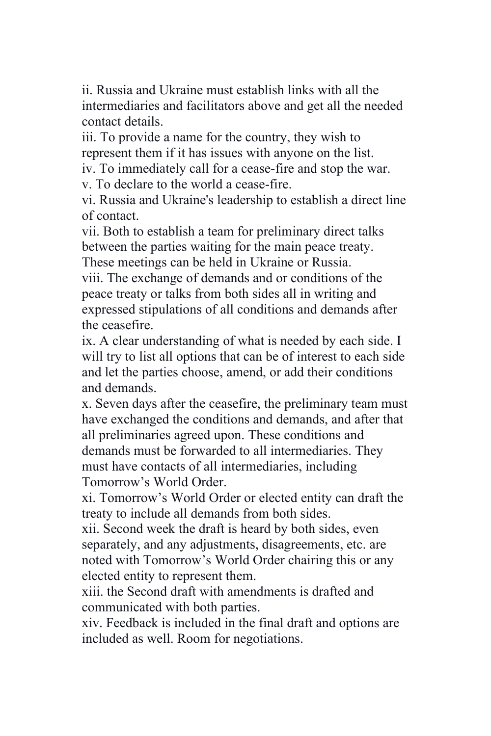ii. Russia and Ukraine must establish links with all the intermediaries and facilitators above and get all the needed contact details.

iii. To provide a name for the country, they wish to represent them if it has issues with anyone on the list.

iv. To immediately call for a cease-fire and stop the war.

v. To declare to the world a cease-fire.

vi. Russia and Ukraine's leadership to establish a direct line of contact.

vii. Both to establish a team for preliminary direct talks between the parties waiting for the main peace treaty. These meetings can be held in Ukraine or Russia.

viii. The exchange of demands and or conditions of the peace treaty or talks from both sides all in writing and expressed stipulations of all conditions and demands after the ceasefire.

ix. A clear understanding of what is needed by each side. I will try to list all options that can be of interest to each side and let the parties choose, amend, or add their conditions and demands.

x. Seven days after the ceasefire, the preliminary team must have exchanged the conditions and demands, and after that all preliminaries agreed upon. These conditions and demands must be forwarded to all intermediaries. They must have contacts of all intermediaries, including Tomorrow's World Order.

xi. Tomorrow's World Order or elected entity can draft the treaty to include all demands from both sides.

xii. Second week the draft is heard by both sides, even separately, and any adjustments, disagreements, etc. are noted with Tomorrow's World Order chairing this or any elected entity to represent them.

xiii. the Second draft with amendments is drafted and communicated with both parties.

xiv. Feedback is included in the final draft and options are included as well. Room for negotiations.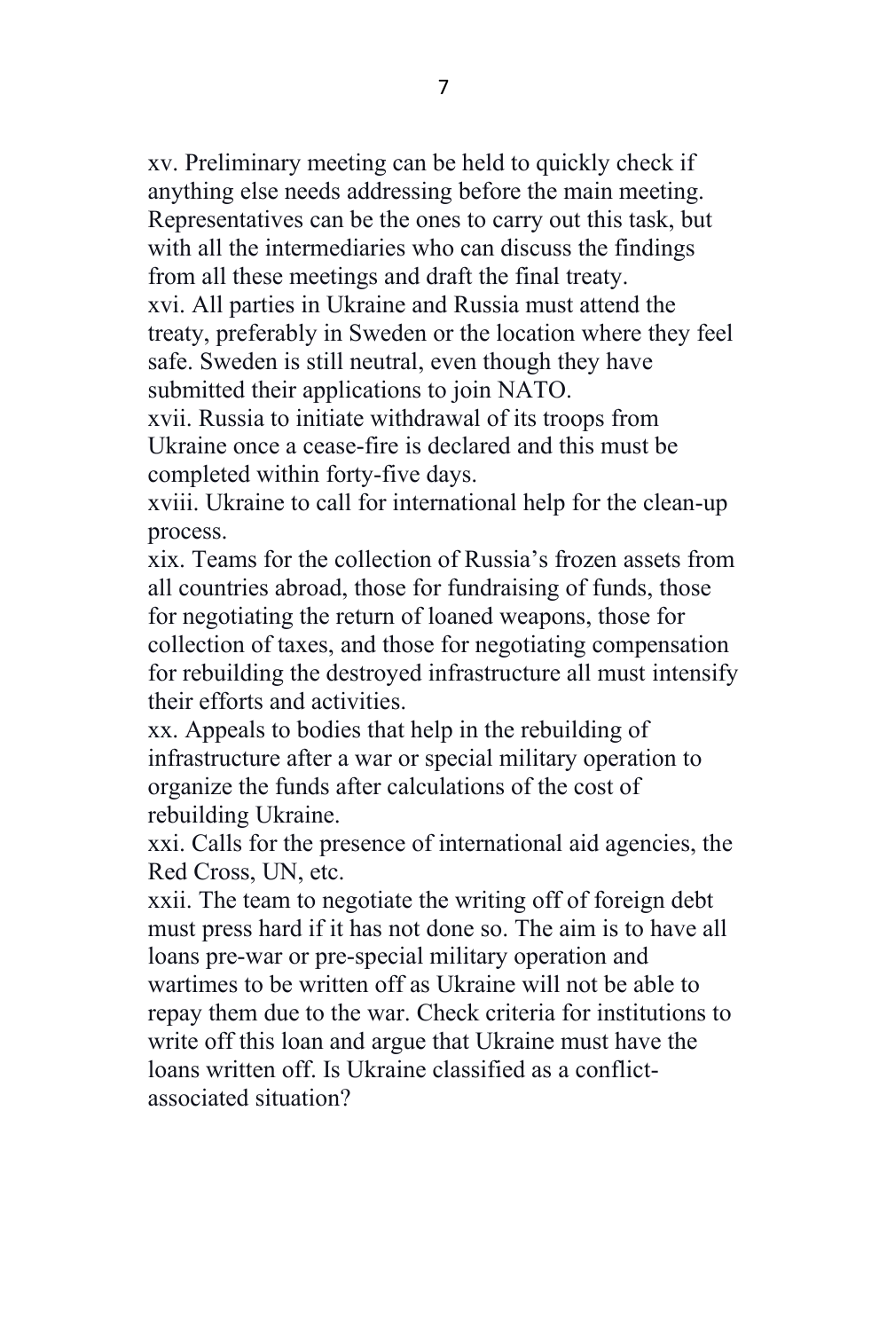xv. Preliminary meeting can be held to quickly check if anything else needs addressing before the main meeting. Representatives can be the ones to carry out this task, but with all the intermediaries who can discuss the findings from all these meetings and draft the final treaty.

xvi. All parties in Ukraine and Russia must attend the treaty, preferably in Sweden or the location where they feel safe. Sweden is still neutral, even though they have submitted their applications to join NATO.

xvii. Russia to initiate withdrawal of its troops from Ukraine once a cease-fire is declared and this must be completed within forty-five days.

xviii. Ukraine to call for international help for the clean-up process.

xix. Teams for the collection of Russia's frozen assets from all countries abroad, those for fundraising of funds, those for negotiating the return of loaned weapons, those for collection of taxes, and those for negotiating compensation for rebuilding the destroyed infrastructure all must intensify their efforts and activities.

xx. Appeals to bodies that help in the rebuilding of infrastructure after a war or special military operation to organize the funds after calculations of the cost of rebuilding Ukraine.

xxi. Calls for the presence of international aid agencies, the Red Cross, UN, etc.

xxii. The team to negotiate the writing off of foreign debt must press hard if it has not done so. The aim is to have all loans pre-war or pre-special military operation and wartimes to be written off as Ukraine will not be able to repay them due to the war. Check criteria for institutions to write off this loan and argue that Ukraine must have the loans written off. Is Ukraine classified as a conflict-associated situation?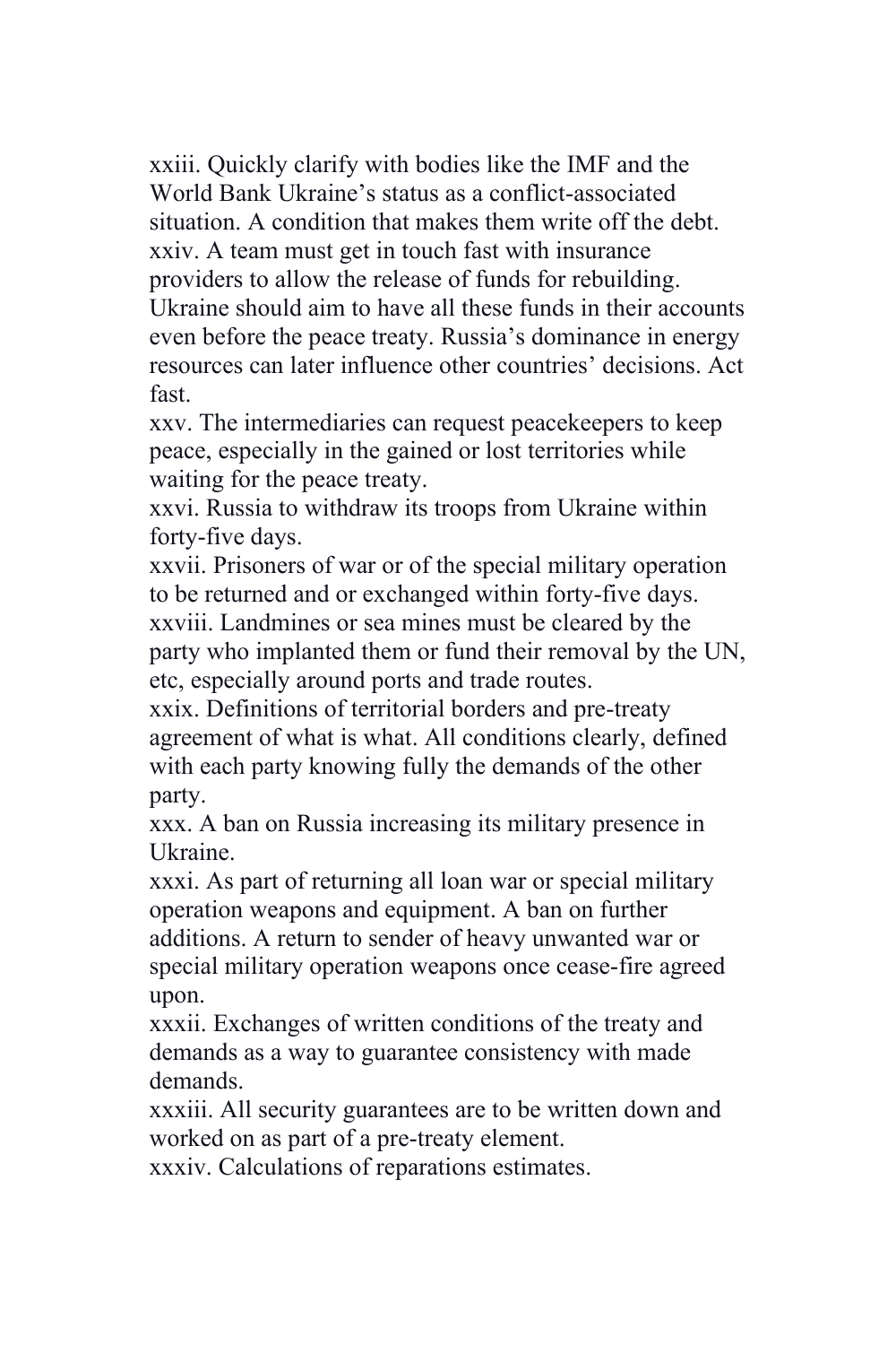xxiii. Quickly clarify with bodies like the IMF and the World Bank Ukraine's status as a conflict-associated situation. A condition that makes them write off the debt.

xxiv. A team must get in touch fast with insurance providers to allow the release of funds for rebuilding. Ukraine should aim to have all these funds in their accounts even before the peace treaty. Russia's dominance in energy resources can later influence other countries' decisions. Act fast.

xxv. The intermediaries can request peacekeepers to keep peace, especially in the gained or lost territories while waiting for the peace treaty.

xxvi. Russia to withdraw its troops from Ukraine within forty-five days.

xxvii. Prisoners of war or of the special military operation to be returned and or exchanged within forty-five days.

xxviii. Landmines or sea mines must be cleared by the party who implanted them or fund their removal by the UN, etc, especially around ports and trade routes.

xxix. Definitions of territorial borders and pre-treaty agreement of what is what. All conditions clearly, defined with each party knowing fully the demands of the other party.

xxx. A ban on Russia increasing its military presence in Ukraine.

xxxi. As part of returning all loan war or special military operation weapons and equipment. A ban on further additions. A return to sender of heavy unwanted war or special military operation weapons once cease-fire agreed upon.

xxxii. Exchanges of written conditions of the treaty and demands as a way to guarantee consistency with made demands.

xxxiii. All security guarantees are to be written down and worked on as part of a pre-treaty element.

xxxiv. Calculations of reparations estimates.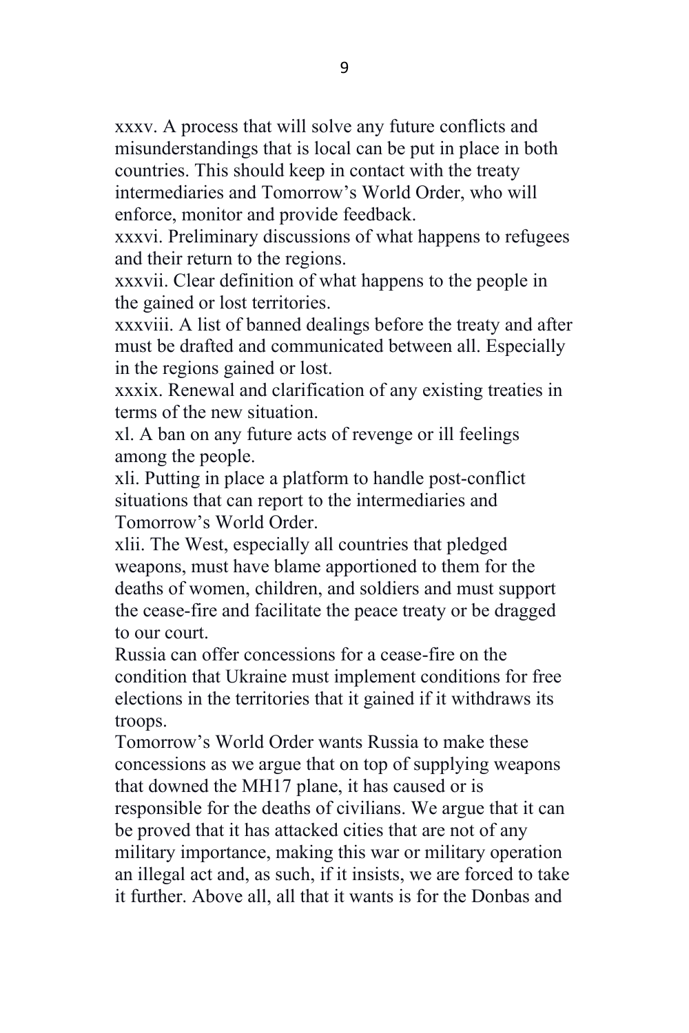xxxv. A process that will solve any future conflicts and misunderstandings that is local can be put in place in both countries. This should keep in contact with the treaty intermediaries and Tomorrow's World Order, who will enforce, monitor and provide feedback.

xxxvi. Preliminary discussions of what happens to refugees and their return to the regions.

xxxvii. Clear definition of what happens to the people in the gained or lost territories.

xxxviii. A list of banned dealings before the treaty and after must be drafted and communicated between all. Especially in the regions gained or lost.

xxxix. Renewal and clarification of any existing treaties in terms of the new situation.

xl. A ban on any future acts of revenge or ill feelings among the people.

xli. Putting in place a platform to handle post-conflict situations that can report to the intermediaries and Tomorrow's World Order.

xlii. The West, especially all countries that pledged weapons, must have blame apportioned to them for the deaths of women, children, and soldiers and must support the cease-fire and facilitate the peace treaty or be dragged to our court.

Russia can offer concessions for a cease-fire on the condition that Ukraine must implement conditions for free elections in the territories that it gained if it withdraws its troops.

Tomorrow's World Order wants Russia to make these concessions as we argue that on top of supplying weapons that downed the MH17 plane, it has caused or is responsible for the deaths of civilians. We argue that it can be proved that it has attacked cities that are not of any military importance, making this war or military operation an illegal act and, as such, if it insists, we are forced to take it further. Above all, all that it wants is for the Donbas and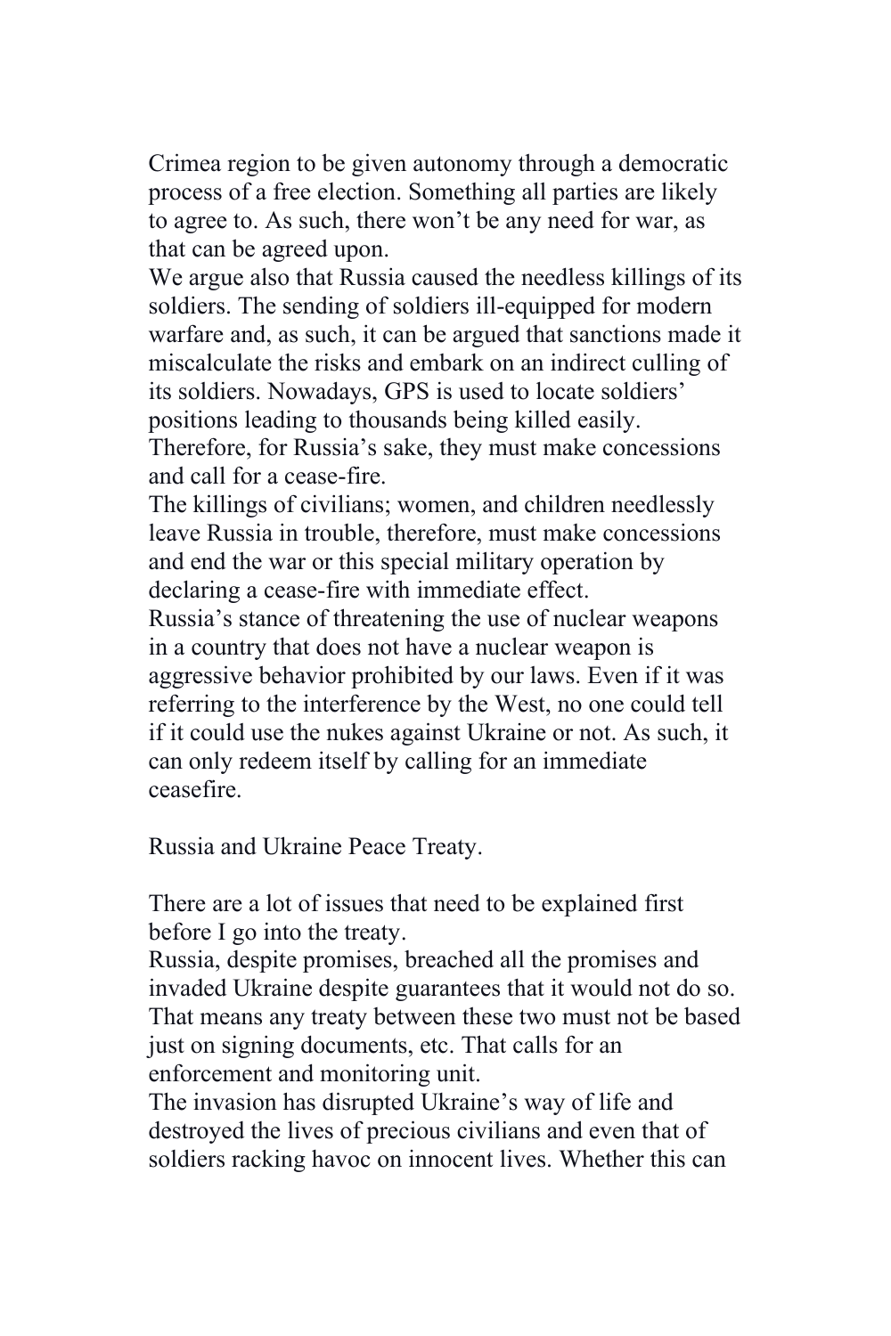Crimea region to be given autonomy through a democratic process of a free election. Something all parties are likely to agree to. As such, there won't be any need for war, as that can be agreed upon.

We argue also that Russia caused the needless killings of its soldiers. The sending of soldiers ill-equipped for modern warfare and, as such, it can be argued that sanctions made it miscalculate the risks and embark on an indirect culling of its soldiers. Nowadays, GPS is used to locate soldiers' positions leading to thousands being killed easily. Therefore, for Russia's sake, they must make concessions and call for a cease-fire.

The killings of civilians; women, and children needlessly leave Russia in trouble, therefore, must make concessions and end the war or this special military operation by declaring a cease-fire with immediate effect.

Russia's stance of threatening the use of nuclear weapons in a country that does not have a nuclear weapon is aggressive behavior prohibited by our laws. Even if it was referring to the interference by the West, no one could tell if it could use the nukes against Ukraine or not. As such, it can only redeem itself by calling for an immediate ceasefire.

Russia and Ukraine Peace Treaty.

There are a lot of issues that need to be explained first before I go into the treaty.

Russia, despite promises, breached all the promises and invaded Ukraine despite guarantees that it would not do so. That means any treaty between these two must not be based just on signing documents, etc. That calls for an enforcement and monitoring unit.

The invasion has disrupted Ukraine's way of life and destroyed the lives of precious civilians and even that of soldiers racking havoc on innocent lives. Whether this can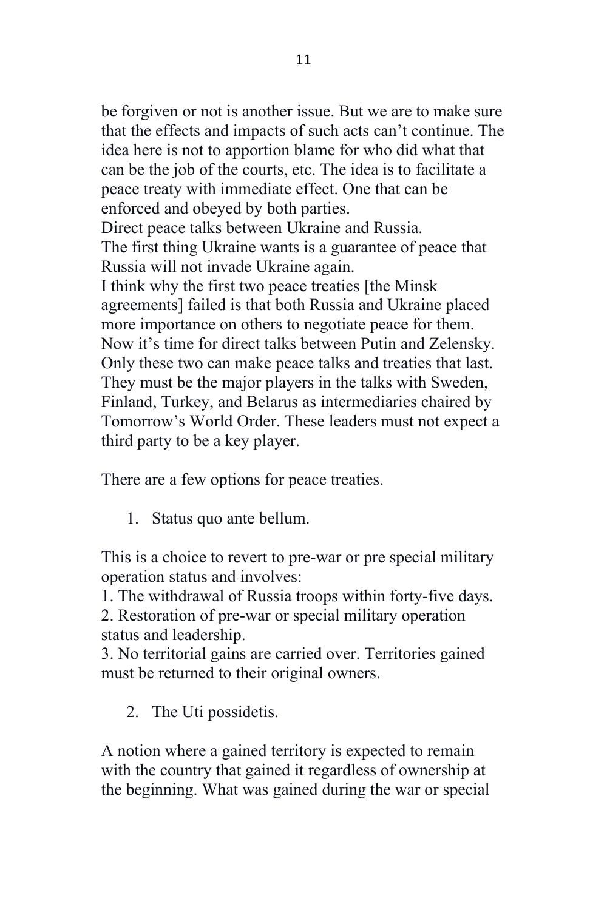be forgiven or not is another issue. But we are to make sure that the effects and impacts of such acts can't continue. The idea here is not to apportion blame for who did what that can be the job of the courts, etc. The idea is to facilitate a peace treaty with immediate effect. One that can be enforced and obeyed by both parties.

Direct peace talks between Ukraine and Russia.

The first thing Ukraine wants is a guarantee of peace that Russia will not invade Ukraine again.

I think why the first two peace treaties [the Minsk agreements] failed is that both Russia and Ukraine placed more importance on others to negotiate peace for them. Now it's time for direct talks between Putin and Zelensky. Only these two can make peace talks and treaties that last. They must be the major players in the talks with Sweden, Finland, Turkey, and Belarus as intermediaries chaired by Tomorrow's World Order. These leaders must not expect a third party to be a key player.

There are a few options for peace treaties.

1. Status quo ante bellum.

This is a choice to revert to pre-war or pre special military operation status and involves:

1. The withdrawal of Russia troops within forty-five days.
2. Restoration of pre-war or special military operation status and leadership.
3. No territorial gains are carried over. Territories gained must be returned to their original owners.

2. The Uti possidetis.

A notion where a gained territory is expected to remain with the country that gained it regardless of ownership at the beginning. What was gained during the war or special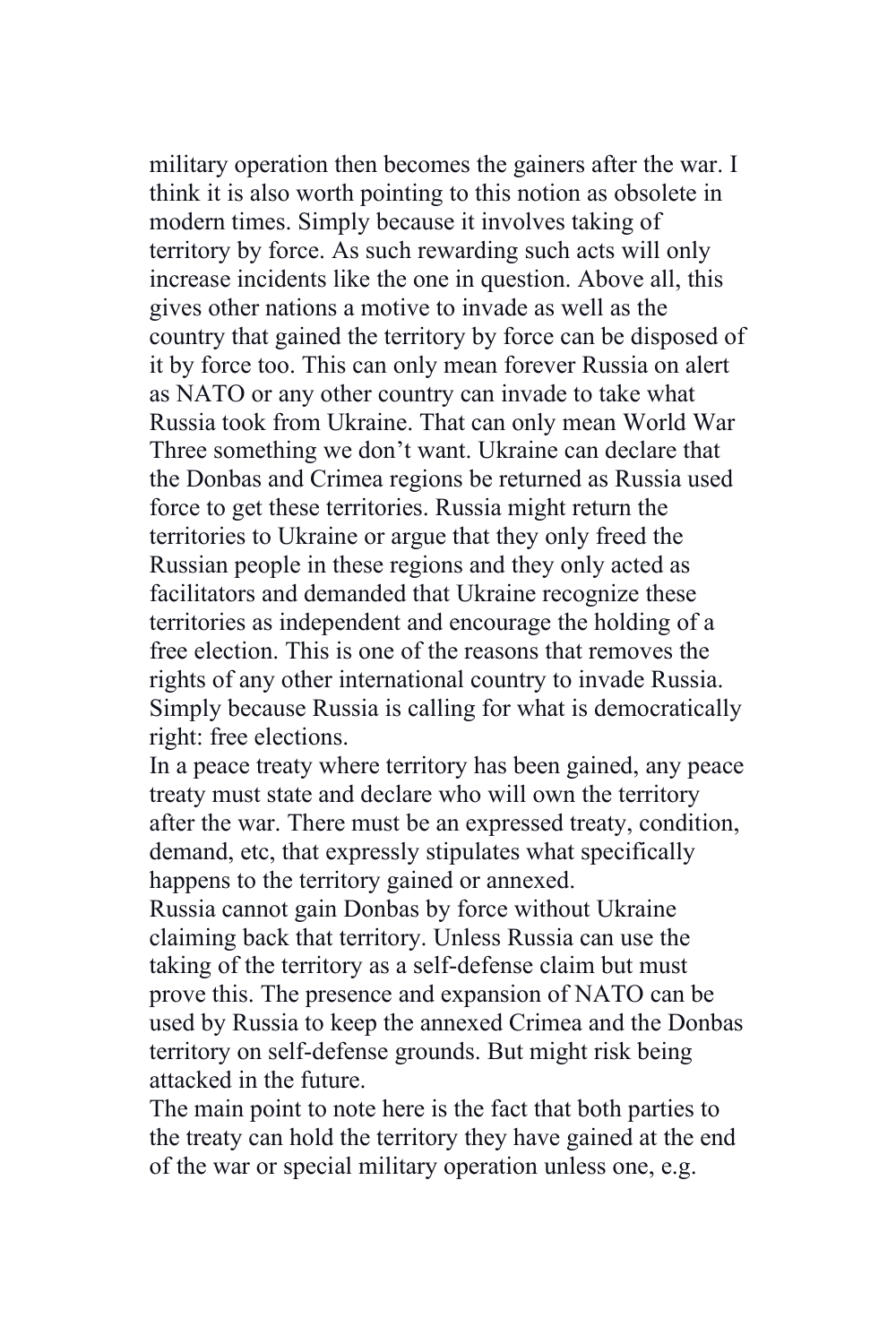military operation then becomes the gainers after the war. I think it is also worth pointing to this notion as obsolete in modern times. Simply because it involves taking of territory by force. As such rewarding such acts will only increase incidents like the one in question. Above all, this gives other nations a motive to invade as well as the country that gained the territory by force can be disposed of it by force too. This can only mean forever Russia on alert as NATO or any other country can invade to take what Russia took from Ukraine. That can only mean World War Three something we don't want. Ukraine can declare that the Donbas and Crimea regions be returned as Russia used force to get these territories. Russia might return the territories to Ukraine or argue that they only freed the Russian people in these regions and they only acted as facilitators and demanded that Ukraine recognize these territories as independent and encourage the holding of a free election. This is one of the reasons that removes the rights of any other international country to invade Russia. Simply because Russia is calling for what is democratically right: free elections.

In a peace treaty where territory has been gained, any peace treaty must state and declare who will own the territory after the war. There must be an expressed treaty, condition, demand, etc, that expressly stipulates what specifically happens to the territory gained or annexed.

Russia cannot gain Donbas by force without Ukraine claiming back that territory. Unless Russia can use the taking of the territory as a self-defense claim but must prove this. The presence and expansion of NATO can be used by Russia to keep the annexed Crimea and the Donbas territory on self-defense grounds. But might risk being attacked in the future.

The main point to note here is the fact that both parties to the treaty can hold the territory they have gained at the end of the war or special military operation unless one, e.g.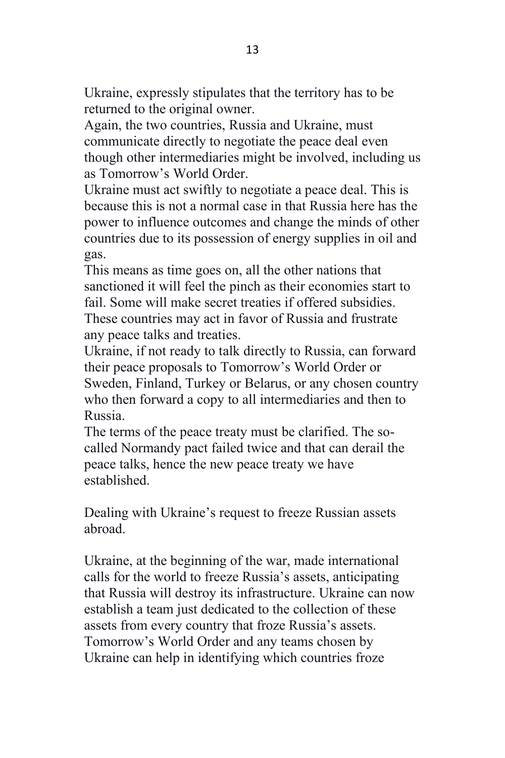Ukraine, expressly stipulates that the territory has to be returned to the original owner.

Again, the two countries, Russia and Ukraine, must communicate directly to negotiate the peace deal even though other intermediaries might be involved, including us as Tomorrow's World Order.

Ukraine must act swiftly to negotiate a peace deal. This is because this is not a normal case in that Russia here has the power to influence outcomes and change the minds of other countries due to its possession of energy supplies in oil and gas.

This means as time goes on, all the other nations that sanctioned it will feel the pinch as their economies start to fail. Some will make secret treaties if offered subsidies. These countries may act in favor of Russia and frustrate any peace talks and treaties.

Ukraine, if not ready to talk directly to Russia, can forward their peace proposals to Tomorrow's World Order or Sweden, Finland, Turkey or Belarus, or any chosen country who then forward a copy to all intermediaries and then to Russia.

The terms of the peace treaty must be clarified. The so-called Normandy pact failed twice and that can derail the peace talks, hence the new peace treaty we have established.

Dealing with Ukraine's request to freeze Russian assets abroad.

Ukraine, at the beginning of the war, made international calls for the world to freeze Russia's assets, anticipating that Russia will destroy its infrastructure. Ukraine can now establish a team just dedicated to the collection of these assets from every country that froze Russia's assets. Tomorrow's World Order and any teams chosen by Ukraine can help in identifying which countries froze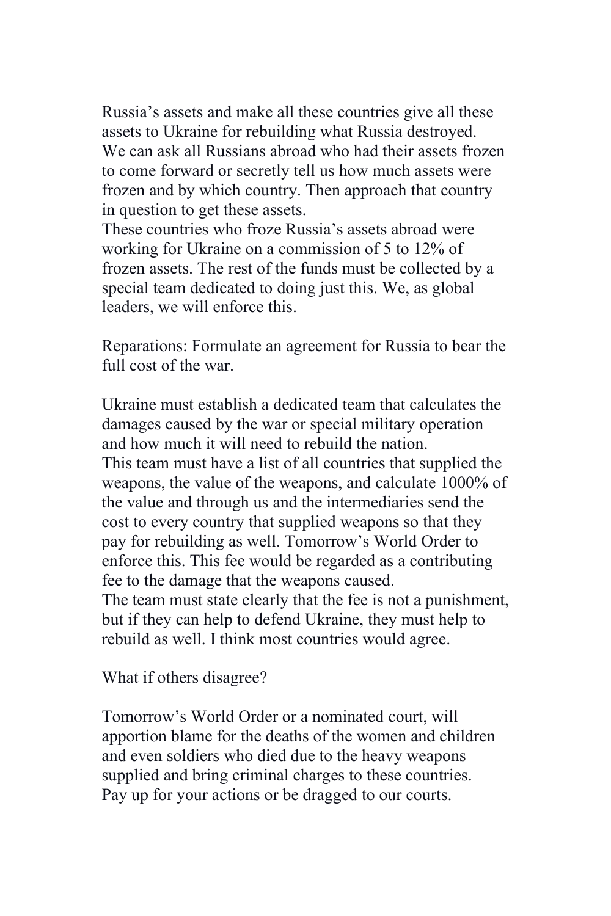Russia's assets and make all these countries give all these assets to Ukraine for rebuilding what Russia destroyed. We can ask all Russians abroad who had their assets frozen to come forward or secretly tell us how much assets were frozen and by which country. Then approach that country in question to get these assets.
These countries who froze Russia's assets abroad were working for Ukraine on a commission of 5 to 12% of frozen assets. The rest of the funds must be collected by a special team dedicated to doing just this. We, as global leaders, we will enforce this.

Reparations: Formulate an agreement for Russia to bear the full cost of the war.

Ukraine must establish a dedicated team that calculates the damages caused by the war or special military operation and how much it will need to rebuild the nation.
This team must have a list of all countries that supplied the weapons, the value of the weapons, and calculate 1000% of the value and through us and the intermediaries send the cost to every country that supplied weapons so that they pay for rebuilding as well. Tomorrow's World Order to enforce this. This fee would be regarded as a contributing fee to the damage that the weapons caused.
The team must state clearly that the fee is not a punishment, but if they can help to defend Ukraine, they must help to rebuild as well. I think most countries would agree.

What if others disagree?

Tomorrow's World Order or a nominated court, will apportion blame for the deaths of the women and children and even soldiers who died due to the heavy weapons supplied and bring criminal charges to these countries. Pay up for your actions or be dragged to our courts.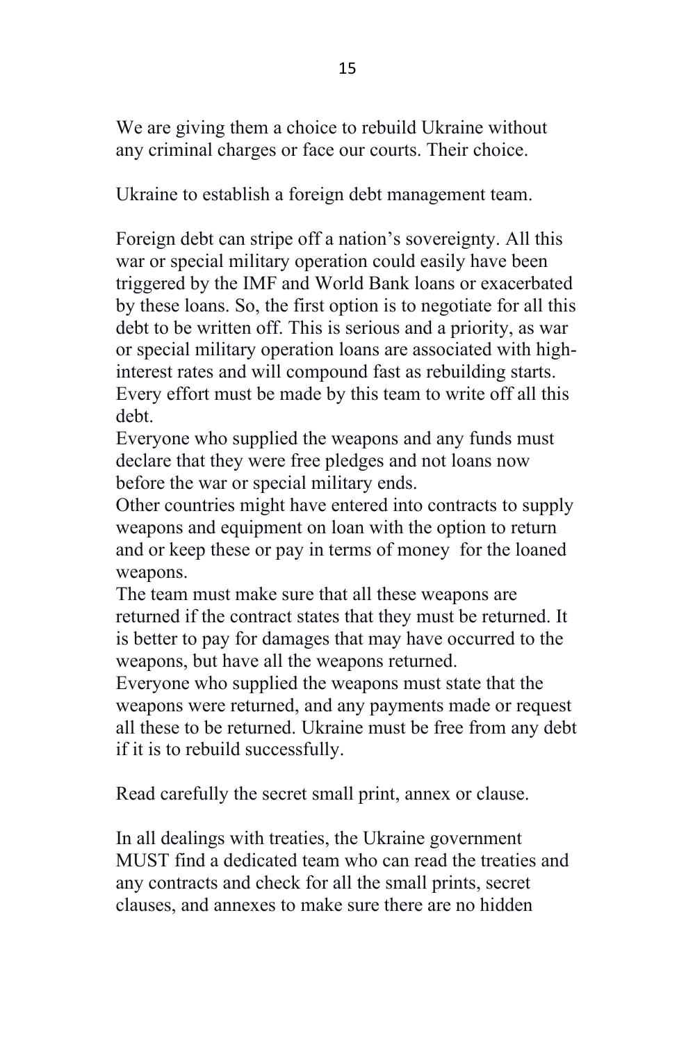We are giving them a choice to rebuild Ukraine without any criminal charges or face our courts. Their choice.

Ukraine to establish a foreign debt management team.

Foreign debt can stripe off a nation's sovereignty. All this war or special military operation could easily have been triggered by the IMF and World Bank loans or exacerbated by these loans. So, the first option is to negotiate for all this debt to be written off. This is serious and a priority, as war or special military operation loans are associated with high-interest rates and will compound fast as rebuilding starts. Every effort must be made by this team to write off all this debt.

Everyone who supplied the weapons and any funds must declare that they were free pledges and not loans now before the war or special military ends.

Other countries might have entered into contracts to supply weapons and equipment on loan with the option to return and or keep these or pay in terms of money for the loaned weapons.

The team must make sure that all these weapons are returned if the contract states that they must be returned. It is better to pay for damages that may have occurred to the weapons, but have all the weapons returned.

Everyone who supplied the weapons must state that the weapons were returned, and any payments made or request all these to be returned. Ukraine must be free from any debt if it is to rebuild successfully.

Read carefully the secret small print, annex or clause.

In all dealings with treaties, the Ukraine government MUST find a dedicated team who can read the treaties and any contracts and check for all the small prints, secret clauses, and annexes to make sure there are no hidden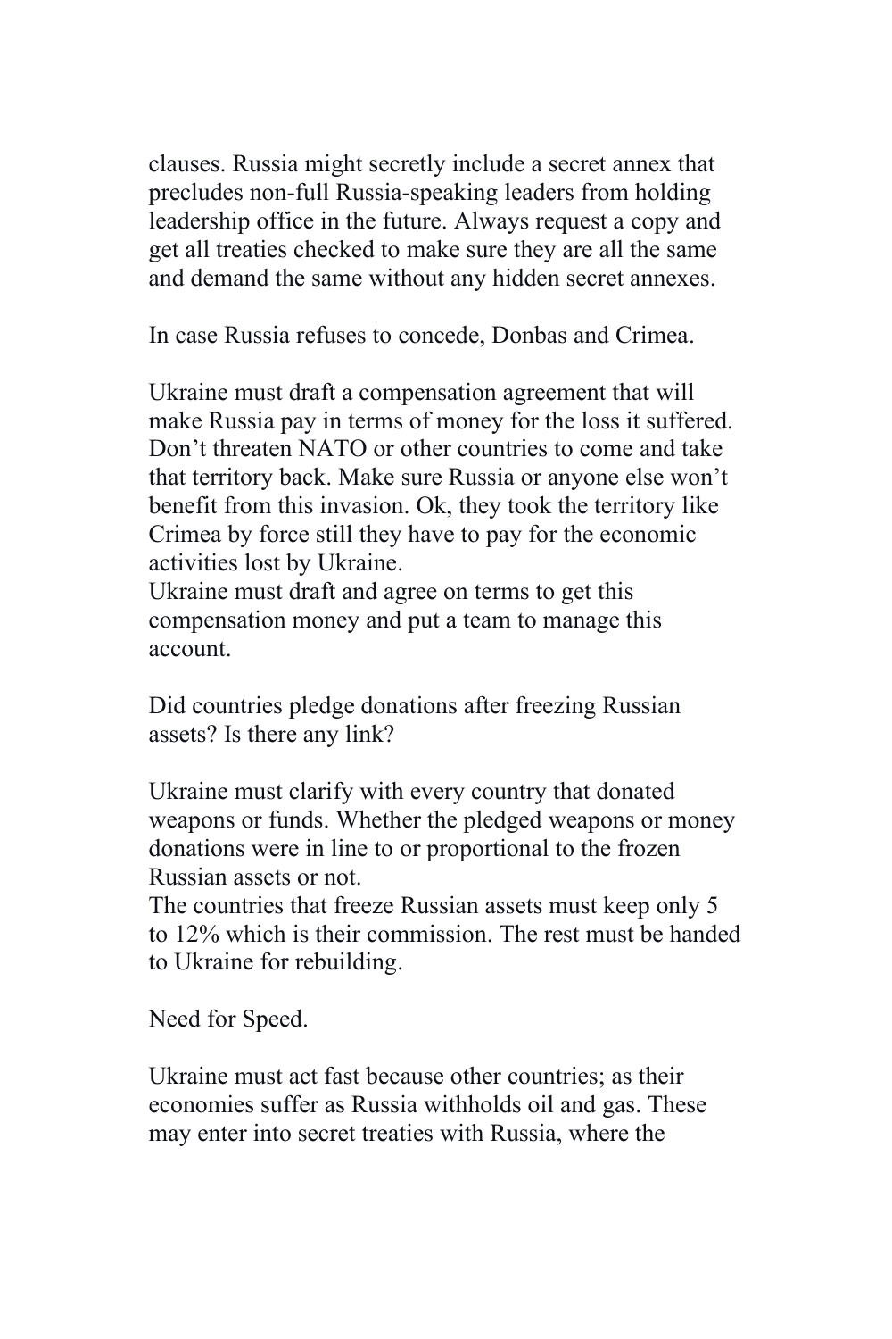clauses. Russia might secretly include a secret annex that precludes non-full Russia-speaking leaders from holding leadership office in the future. Always request a copy and get all treaties checked to make sure they are all the same and demand the same without any hidden secret annexes.

In case Russia refuses to concede, Donbas and Crimea.

Ukraine must draft a compensation agreement that will make Russia pay in terms of money for the loss it suffered. Don't threaten NATO or other countries to come and take that territory back. Make sure Russia or anyone else won't benefit from this invasion. Ok, they took the territory like Crimea by force still they have to pay for the economic activities lost by Ukraine.
Ukraine must draft and agree on terms to get this compensation money and put a team to manage this account.

Did countries pledge donations after freezing Russian assets? Is there any link?

Ukraine must clarify with every country that donated weapons or funds. Whether the pledged weapons or money donations were in line to or proportional to the frozen Russian assets or not.
The countries that freeze Russian assets must keep only 5 to 12% which is their commission. The rest must be handed to Ukraine for rebuilding.

Need for Speed.

Ukraine must act fast because other countries; as their economies suffer as Russia withholds oil and gas. These may enter into secret treaties with Russia, where the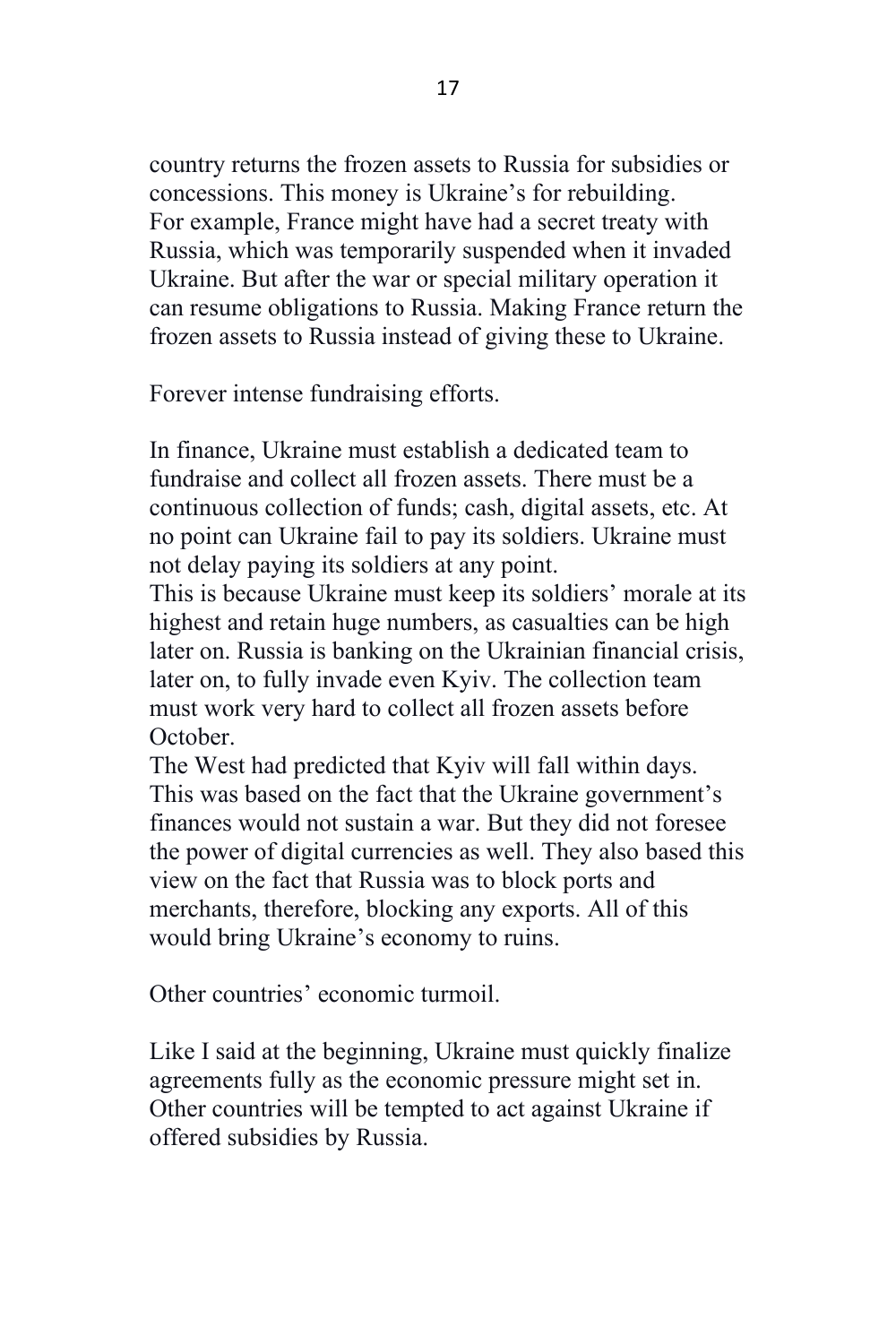country returns the frozen assets to Russia for subsidies or concessions. This money is Ukraine's for rebuilding.
For example, France might have had a secret treaty with Russia, which was temporarily suspended when it invaded Ukraine. But after the war or special military operation it can resume obligations to Russia. Making France return the frozen assets to Russia instead of giving these to Ukraine.

Forever intense fundraising efforts.

In finance, Ukraine must establish a dedicated team to fundraise and collect all frozen assets. There must be a continuous collection of funds; cash, digital assets, etc. At no point can Ukraine fail to pay its soldiers. Ukraine must not delay paying its soldiers at any point.
This is because Ukraine must keep its soldiers' morale at its highest and retain huge numbers, as casualties can be high later on. Russia is banking on the Ukrainian financial crisis, later on, to fully invade even Kyiv. The collection team must work very hard to collect all frozen assets before October.
The West had predicted that Kyiv will fall within days. This was based on the fact that the Ukraine government's finances would not sustain a war. But they did not foresee the power of digital currencies as well. They also based this view on the fact that Russia was to block ports and merchants, therefore, blocking any exports. All of this would bring Ukraine's economy to ruins.

Other countries' economic turmoil.

Like I said at the beginning, Ukraine must quickly finalize agreements fully as the economic pressure might set in. Other countries will be tempted to act against Ukraine if offered subsidies by Russia.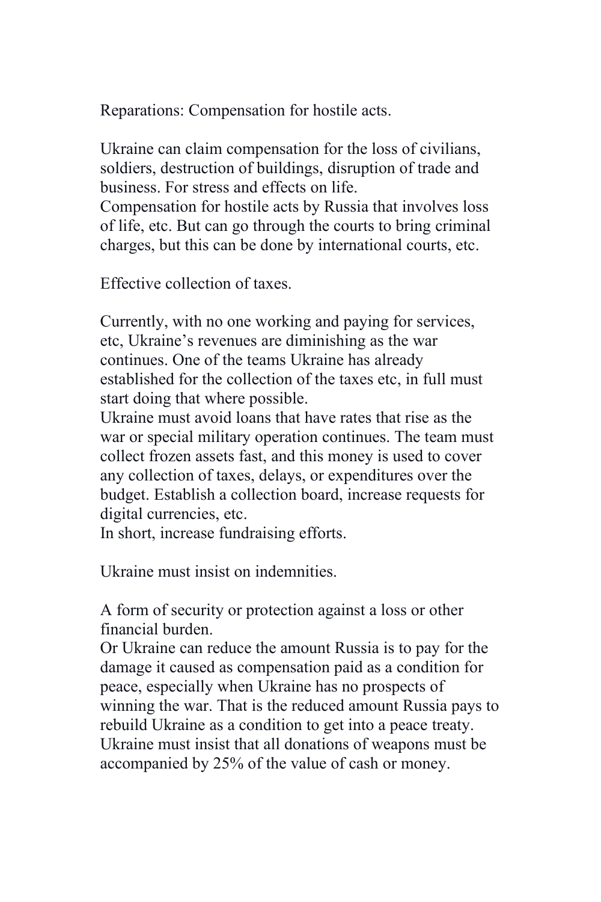Reparations: Compensation for hostile acts.

Ukraine can claim compensation for the loss of civilians, soldiers, destruction of buildings, disruption of trade and business. For stress and effects on life.
Compensation for hostile acts by Russia that involves loss of life, etc. But can go through the courts to bring criminal charges, but this can be done by international courts, etc.

Effective collection of taxes.

Currently, with no one working and paying for services, etc, Ukraine's revenues are diminishing as the war continues. One of the teams Ukraine has already established for the collection of the taxes etc, in full must start doing that where possible.
Ukraine must avoid loans that have rates that rise as the war or special military operation continues. The team must collect frozen assets fast, and this money is used to cover any collection of taxes, delays, or expenditures over the budget. Establish a collection board, increase requests for digital currencies, etc.
In short, increase fundraising efforts.

Ukraine must insist on indemnities.

A form of security or protection against a loss or other financial burden.
Or Ukraine can reduce the amount Russia is to pay for the damage it caused as compensation paid as a condition for peace, especially when Ukraine has no prospects of winning the war. That is the reduced amount Russia pays to rebuild Ukraine as a condition to get into a peace treaty.
Ukraine must insist that all donations of weapons must be accompanied by 25% of the value of cash or money.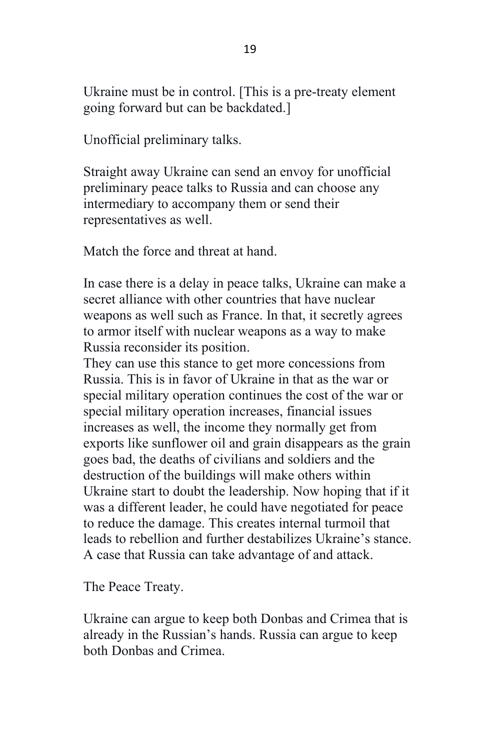Ukraine must be in control. [This is a pre-treaty element going forward but can be backdated.]

Unofficial preliminary talks.

Straight away Ukraine can send an envoy for unofficial preliminary peace talks to Russia and can choose any intermediary to accompany them or send their representatives as well.

Match the force and threat at hand.

In case there is a delay in peace talks, Ukraine can make a secret alliance with other countries that have nuclear weapons as well such as France. In that, it secretly agrees to armor itself with nuclear weapons as a way to make Russia reconsider its position.
They can use this stance to get more concessions from Russia. This is in favor of Ukraine in that as the war or special military operation continues the cost of the war or special military operation increases, financial issues increases as well, the income they normally get from exports like sunflower oil and grain disappears as the grain goes bad, the deaths of civilians and soldiers and the destruction of the buildings will make others within Ukraine start to doubt the leadership. Now hoping that if it was a different leader, he could have negotiated for peace to reduce the damage. This creates internal turmoil that leads to rebellion and further destabilizes Ukraine's stance. A case that Russia can take advantage of and attack.

The Peace Treaty.

Ukraine can argue to keep both Donbas and Crimea that is already in the Russian's hands. Russia can argue to keep both Donbas and Crimea.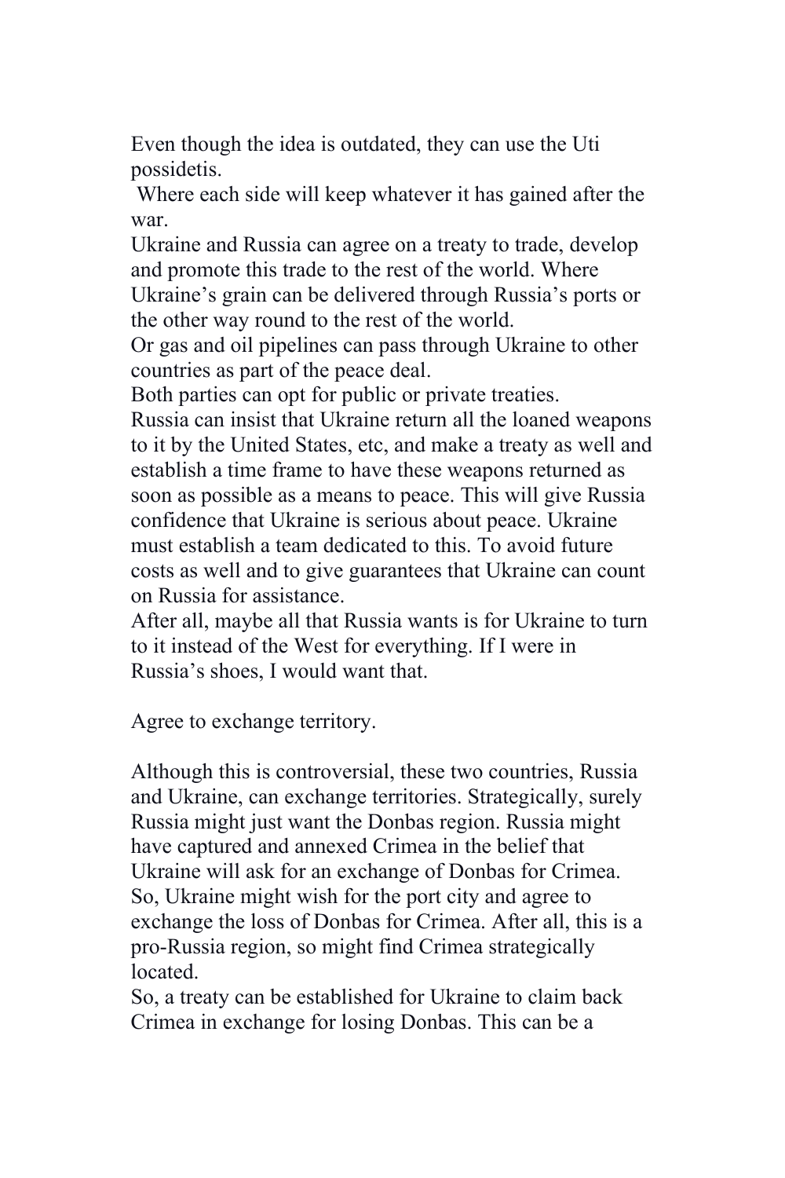Even though the idea is outdated, they can use the Uti possidetis.

Where each side will keep whatever it has gained after the war.

Ukraine and Russia can agree on a treaty to trade, develop and promote this trade to the rest of the world. Where Ukraine's grain can be delivered through Russia's ports or the other way round to the rest of the world.

Or gas and oil pipelines can pass through Ukraine to other countries as part of the peace deal.

Both parties can opt for public or private treaties.

Russia can insist that Ukraine return all the loaned weapons to it by the United States, etc, and make a treaty as well and establish a time frame to have these weapons returned as soon as possible as a means to peace. This will give Russia confidence that Ukraine is serious about peace. Ukraine must establish a team dedicated to this. To avoid future costs as well and to give guarantees that Ukraine can count on Russia for assistance.

After all, maybe all that Russia wants is for Ukraine to turn to it instead of the West for everything. If I were in Russia's shoes, I would want that.

Agree to exchange territory.

Although this is controversial, these two countries, Russia and Ukraine, can exchange territories. Strategically, surely Russia might just want the Donbas region. Russia might have captured and annexed Crimea in the belief that Ukraine will ask for an exchange of Donbas for Crimea. So, Ukraine might wish for the port city and agree to exchange the loss of Donbas for Crimea. After all, this is a pro-Russia region, so might find Crimea strategically located.

So, a treaty can be established for Ukraine to claim back Crimea in exchange for losing Donbas. This can be a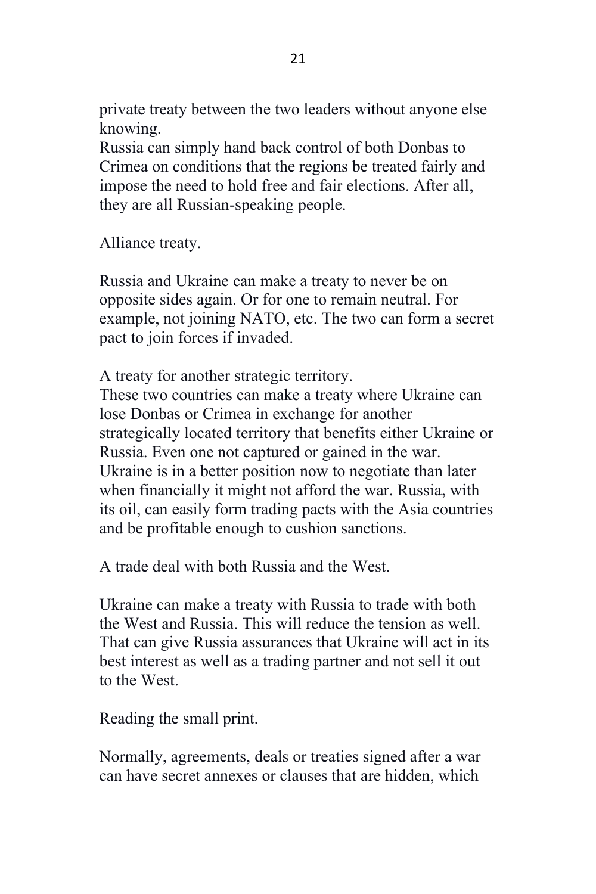private treaty between the two leaders without anyone else knowing.
Russia can simply hand back control of both Donbas to Crimea on conditions that the regions be treated fairly and impose the need to hold free and fair elections. After all, they are all Russian-speaking people.

Alliance treaty.

Russia and Ukraine can make a treaty to never be on opposite sides again. Or for one to remain neutral. For example, not joining NATO, etc. The two can form a secret pact to join forces if invaded.

A treaty for another strategic territory.
These two countries can make a treaty where Ukraine can lose Donbas or Crimea in exchange for another strategically located territory that benefits either Ukraine or Russia. Even one not captured or gained in the war. Ukraine is in a better position now to negotiate than later when financially it might not afford the war. Russia, with its oil, can easily form trading pacts with the Asia countries and be profitable enough to cushion sanctions.

A trade deal with both Russia and the West.

Ukraine can make a treaty with Russia to trade with both the West and Russia. This will reduce the tension as well. That can give Russia assurances that Ukraine will act in its best interest as well as a trading partner and not sell it out to the West.

Reading the small print.

Normally, agreements, deals or treaties signed after a war can have secret annexes or clauses that are hidden, which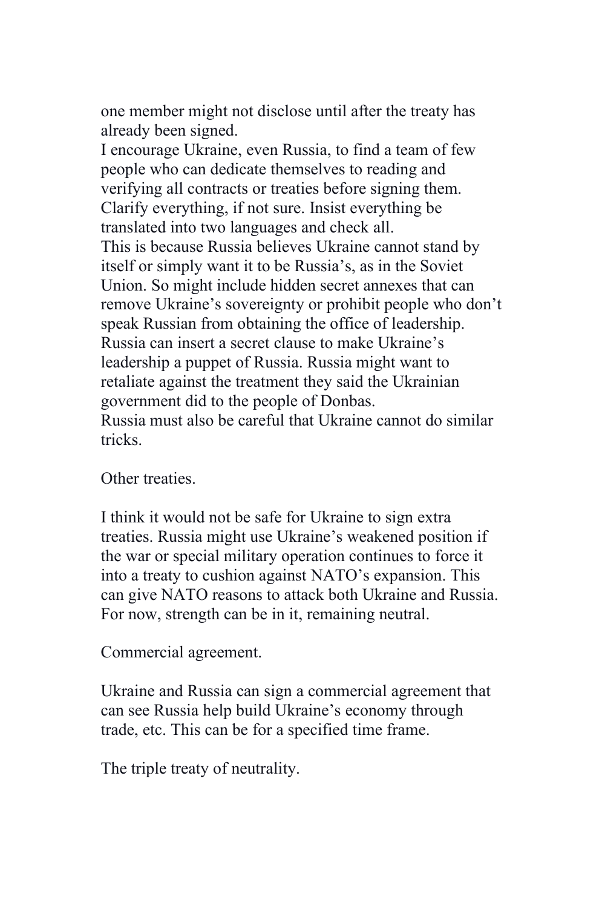one member might not disclose until after the treaty has already been signed.

I encourage Ukraine, even Russia, to find a team of few people who can dedicate themselves to reading and verifying all contracts or treaties before signing them. Clarify everything, if not sure. Insist everything be translated into two languages and check all.

This is because Russia believes Ukraine cannot stand by itself or simply want it to be Russia's, as in the Soviet Union. So might include hidden secret annexes that can remove Ukraine's sovereignty or prohibit people who don't speak Russian from obtaining the office of leadership. Russia can insert a secret clause to make Ukraine's leadership a puppet of Russia. Russia might want to retaliate against the treatment they said the Ukrainian government did to the people of Donbas.

Russia must also be careful that Ukraine cannot do similar tricks.

Other treaties.

I think it would not be safe for Ukraine to sign extra treaties. Russia might use Ukraine's weakened position if the war or special military operation continues to force it into a treaty to cushion against NATO's expansion. This can give NATO reasons to attack both Ukraine and Russia. For now, strength can be in it, remaining neutral.

Commercial agreement.

Ukraine and Russia can sign a commercial agreement that can see Russia help build Ukraine's economy through trade, etc. This can be for a specified time frame.

The triple treaty of neutrality.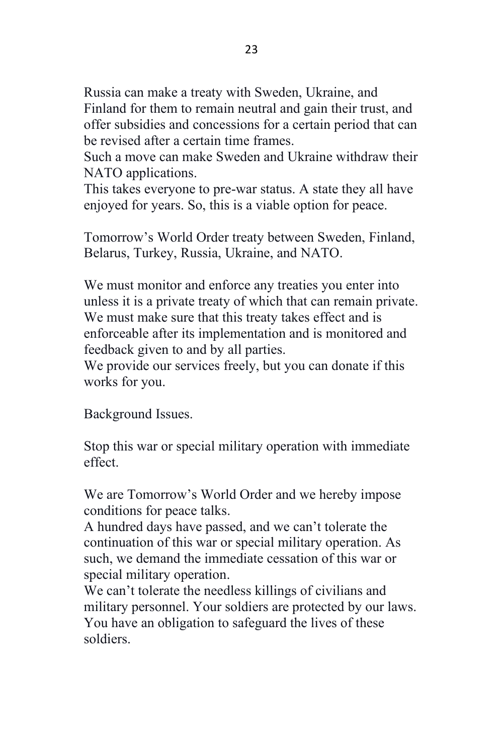Russia can make a treaty with Sweden, Ukraine, and Finland for them to remain neutral and gain their trust, and offer subsidies and concessions for a certain period that can be revised after a certain time frames.
Such a move can make Sweden and Ukraine withdraw their NATO applications.
This takes everyone to pre-war status. A state they all have enjoyed for years. So, this is a viable option for peace.

Tomorrow's World Order treaty between Sweden, Finland, Belarus, Turkey, Russia, Ukraine, and NATO.

We must monitor and enforce any treaties you enter into unless it is a private treaty of which that can remain private.
We must make sure that this treaty takes effect and is enforceable after its implementation and is monitored and feedback given to and by all parties.
We provide our services freely, but you can donate if this works for you.

Background Issues.

Stop this war or special military operation with immediate effect.

We are Tomorrow's World Order and we hereby impose conditions for peace talks.
A hundred days have passed, and we can't tolerate the continuation of this war or special military operation. As such, we demand the immediate cessation of this war or special military operation.
We can't tolerate the needless killings of civilians and military personnel. Your soldiers are protected by our laws.
You have an obligation to safeguard the lives of these soldiers.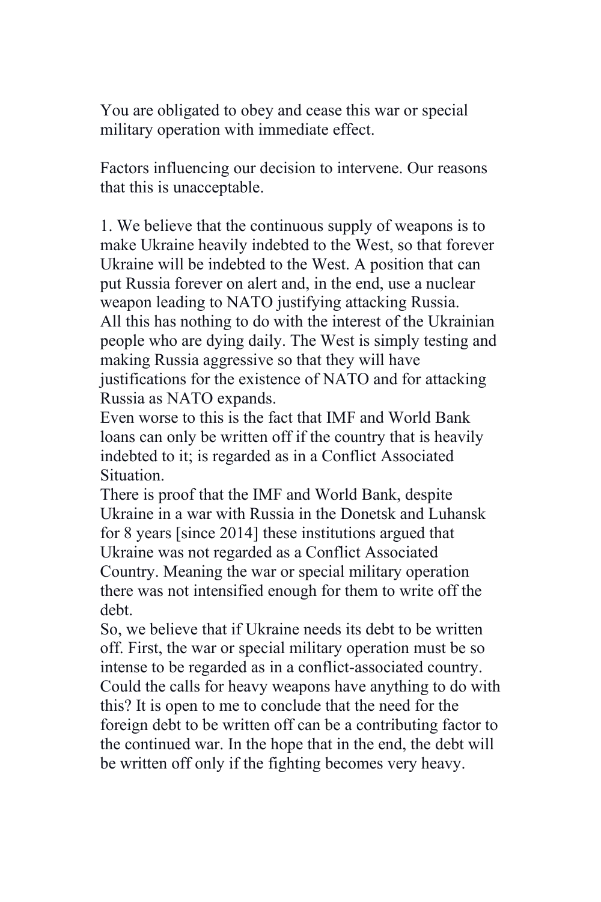You are obligated to obey and cease this war or special military operation with immediate effect.

Factors influencing our decision to intervene. Our reasons that this is unacceptable.

1. We believe that the continuous supply of weapons is to make Ukraine heavily indebted to the West, so that forever Ukraine will be indebted to the West. A position that can put Russia forever on alert and, in the end, use a nuclear weapon leading to NATO justifying attacking Russia.
All this has nothing to do with the interest of the Ukrainian people who are dying daily. The West is simply testing and making Russia aggressive so that they will have justifications for the existence of NATO and for attacking Russia as NATO expands.
Even worse to this is the fact that IMF and World Bank loans can only be written off if the country that is heavily indebted to it; is regarded as in a Conflict Associated Situation.
There is proof that the IMF and World Bank, despite Ukraine in a war with Russia in the Donetsk and Luhansk for 8 years [since 2014] these institutions argued that Ukraine was not regarded as a Conflict Associated Country. Meaning the war or special military operation there was not intensified enough for them to write off the debt.
So, we believe that if Ukraine needs its debt to be written off. First, the war or special military operation must be so intense to be regarded as in a conflict-associated country. Could the calls for heavy weapons have anything to do with this? It is open to me to conclude that the need for the foreign debt to be written off can be a contributing factor to the continued war. In the hope that in the end, the debt will be written off only if the fighting becomes very heavy.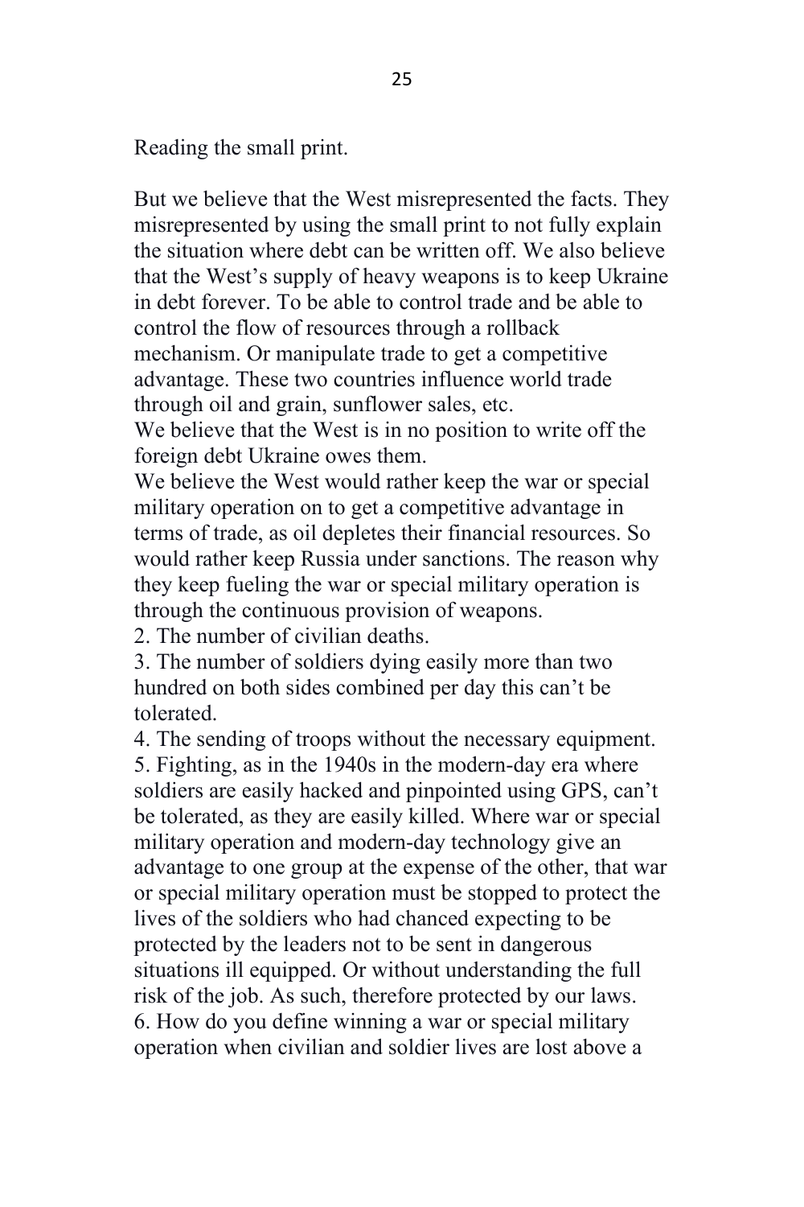Reading the small print.

But we believe that the West misrepresented the facts. They misrepresented by using the small print to not fully explain the situation where debt can be written off. We also believe that the West's supply of heavy weapons is to keep Ukraine in debt forever. To be able to control trade and be able to control the flow of resources through a rollback mechanism. Or manipulate trade to get a competitive advantage. These two countries influence world trade through oil and grain, sunflower sales, etc.

We believe that the West is in no position to write off the foreign debt Ukraine owes them.

We believe the West would rather keep the war or special military operation on to get a competitive advantage in terms of trade, as oil depletes their financial resources. So would rather keep Russia under sanctions. The reason why they keep fueling the war or special military operation is through the continuous provision of weapons.

2. The number of civilian deaths.

3. The number of soldiers dying easily more than two hundred on both sides combined per day this can't be tolerated.

4. The sending of troops without the necessary equipment.

5. Fighting, as in the 1940s in the modern-day era where soldiers are easily hacked and pinpointed using GPS, can't be tolerated, as they are easily killed. Where war or special military operation and modern-day technology give an advantage to one group at the expense of the other, that war or special military operation must be stopped to protect the lives of the soldiers who had chanced expecting to be protected by the leaders not to be sent in dangerous situations ill equipped. Or without understanding the full risk of the job. As such, therefore protected by our laws.

6. How do you define winning a war or special military operation when civilian and soldier lives are lost above a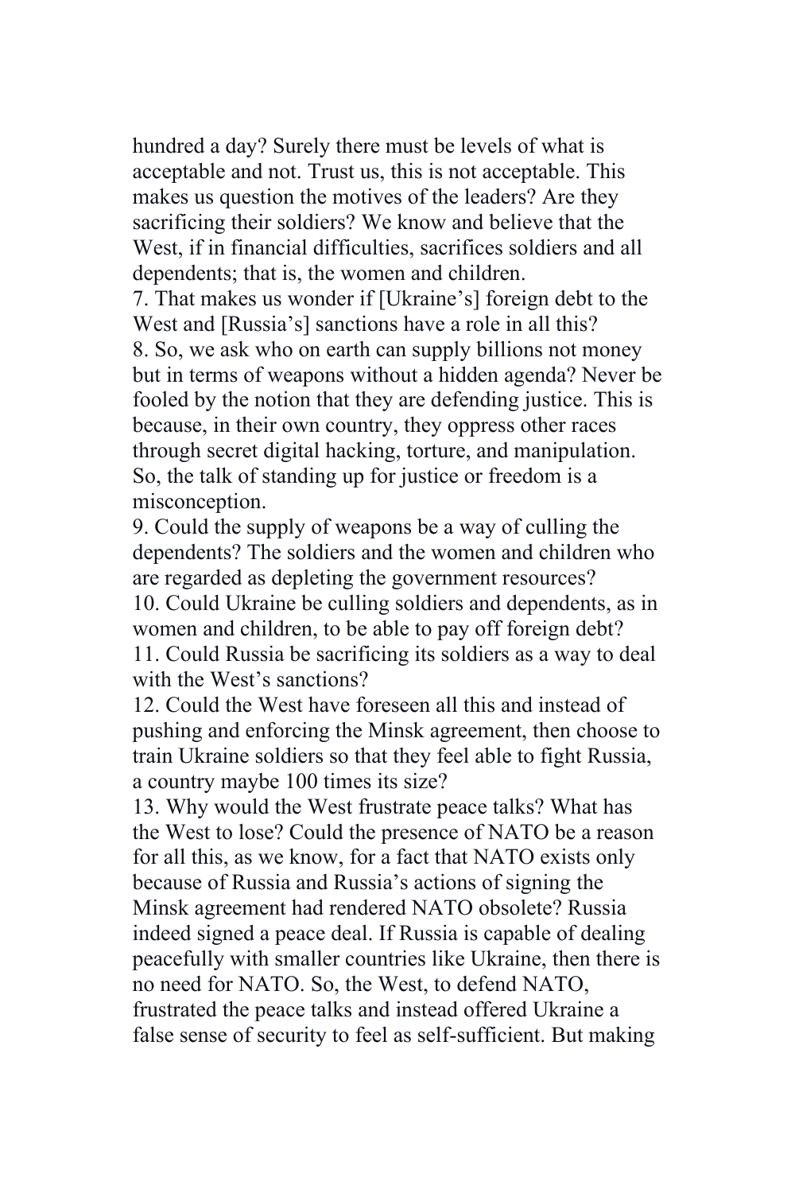hundred a day? Surely there must be levels of what is acceptable and not. Trust us, this is not acceptable. This makes us question the motives of the leaders? Are they sacrificing their soldiers? We know and believe that the West, if in financial difficulties, sacrifices soldiers and all dependents; that is, the women and children.

7. That makes us wonder if [Ukraine's] foreign debt to the West and [Russia's] sanctions have a role in all this?
8. So, we ask who on earth can supply billions not money but in terms of weapons without a hidden agenda? Never be fooled by the notion that they are defending justice. This is because, in their own country, they oppress other races through secret digital hacking, torture, and manipulation. So, the talk of standing up for justice or freedom is a misconception.
9. Could the supply of weapons be a way of culling the dependents? The soldiers and the women and children who are regarded as depleting the government resources?
10. Could Ukraine be culling soldiers and dependents, as in women and children, to be able to pay off foreign debt?
11. Could Russia be sacrificing its soldiers as a way to deal with the West's sanctions?
12. Could the West have foreseen all this and instead of pushing and enforcing the Minsk agreement, then choose to train Ukraine soldiers so that they feel able to fight Russia, a country maybe 100 times its size?
13. Why would the West frustrate peace talks? What has the West to lose? Could the presence of NATO be a reason for all this, as we know, for a fact that NATO exists only because of Russia and Russia's actions of signing the Minsk agreement had rendered NATO obsolete? Russia indeed signed a peace deal. If Russia is capable of dealing peacefully with smaller countries like Ukraine, then there is no need for NATO. So, the West, to defend NATO, frustrated the peace talks and instead offered Ukraine a false sense of security to feel as self-sufficient. But making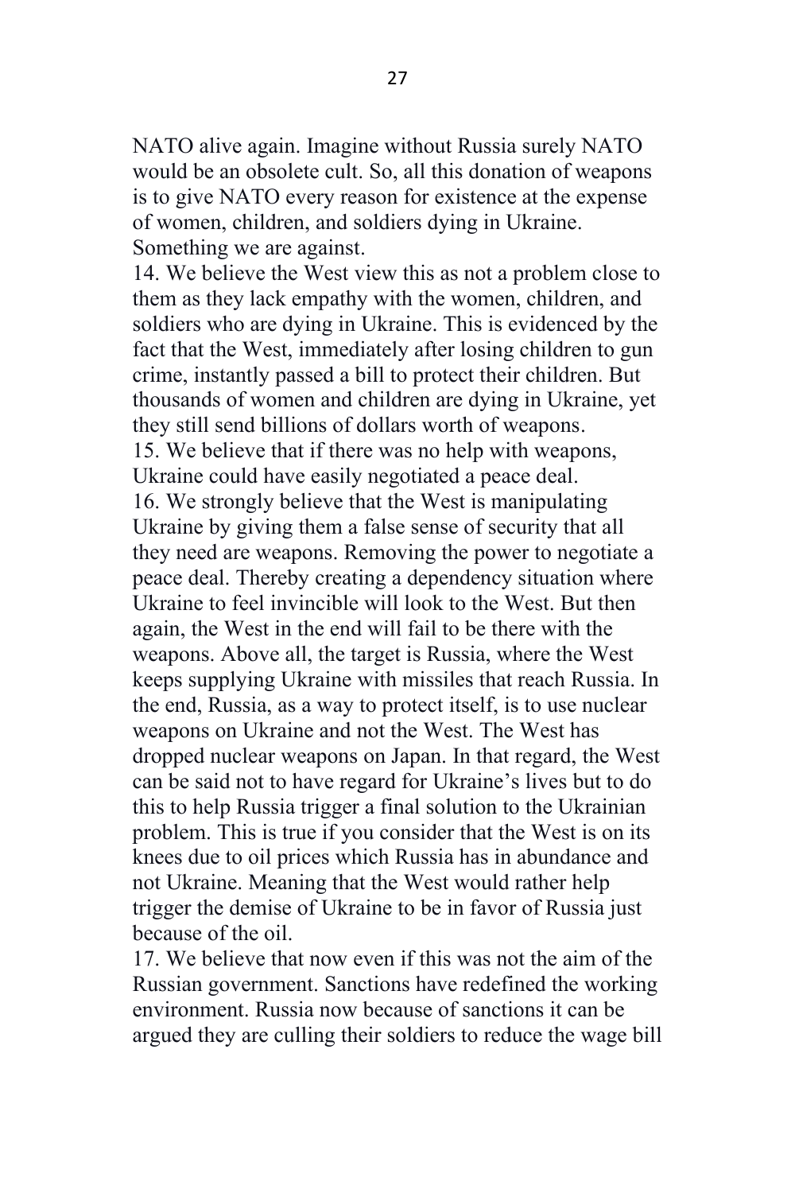NATO alive again. Imagine without Russia surely NATO would be an obsolete cult. So, all this donation of weapons is to give NATO every reason for existence at the expense of women, children, and soldiers dying in Ukraine. Something we are against.

14. We believe the West view this as not a problem close to them as they lack empathy with the women, children, and soldiers who are dying in Ukraine. This is evidenced by the fact that the West, immediately after losing children to gun crime, instantly passed a bill to protect their children. But thousands of women and children are dying in Ukraine, yet they still send billions of dollars worth of weapons.

15. We believe that if there was no help with weapons, Ukraine could have easily negotiated a peace deal.

16. We strongly believe that the West is manipulating Ukraine by giving them a false sense of security that all they need are weapons. Removing the power to negotiate a peace deal. Thereby creating a dependency situation where Ukraine to feel invincible will look to the West. But then again, the West in the end will fail to be there with the weapons. Above all, the target is Russia, where the West keeps supplying Ukraine with missiles that reach Russia. In the end, Russia, as a way to protect itself, is to use nuclear weapons on Ukraine and not the West. The West has dropped nuclear weapons on Japan. In that regard, the West can be said not to have regard for Ukraine's lives but to do this to help Russia trigger a final solution to the Ukrainian problem. This is true if you consider that the West is on its knees due to oil prices which Russia has in abundance and not Ukraine. Meaning that the West would rather help trigger the demise of Ukraine to be in favor of Russia just because of the oil.

17. We believe that now even if this was not the aim of the Russian government. Sanctions have redefined the working environment. Russia now because of sanctions it can be argued they are culling their soldiers to reduce the wage bill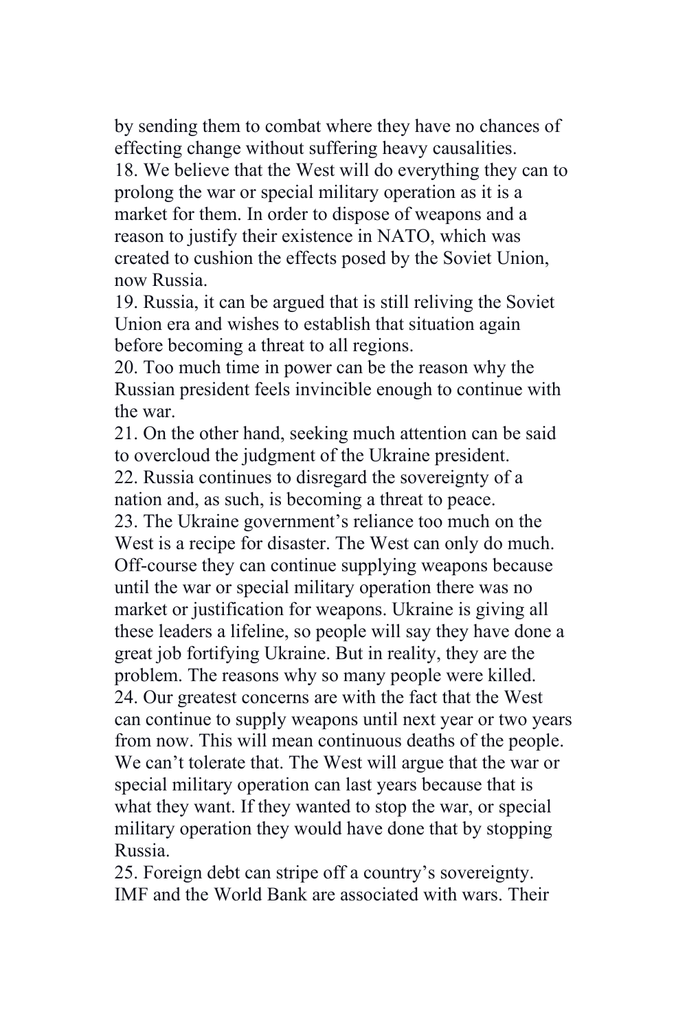by sending them to combat where they have no chances of effecting change without suffering heavy causalities.

18. We believe that the West will do everything they can to prolong the war or special military operation as it is a market for them. In order to dispose of weapons and a reason to justify their existence in NATO, which was created to cushion the effects posed by the Soviet Union, now Russia.

19. Russia, it can be argued that is still reliving the Soviet Union era and wishes to establish that situation again before becoming a threat to all regions.

20. Too much time in power can be the reason why the Russian president feels invincible enough to continue with the war.

21. On the other hand, seeking much attention can be said to overcloud the judgment of the Ukraine president.

22. Russia continues to disregard the sovereignty of a nation and, as such, is becoming a threat to peace.

23. The Ukraine government's reliance too much on the West is a recipe for disaster. The West can only do much. Off-course they can continue supplying weapons because until the war or special military operation there was no market or justification for weapons. Ukraine is giving all these leaders a lifeline, so people will say they have done a great job fortifying Ukraine. But in reality, they are the problem. The reasons why so many people were killed.

24. Our greatest concerns are with the fact that the West can continue to supply weapons until next year or two years from now. This will mean continuous deaths of the people. We can't tolerate that. The West will argue that the war or special military operation can last years because that is what they want. If they wanted to stop the war, or special military operation they would have done that by stopping Russia.

25. Foreign debt can stripe off a country's sovereignty. IMF and the World Bank are associated with wars. Their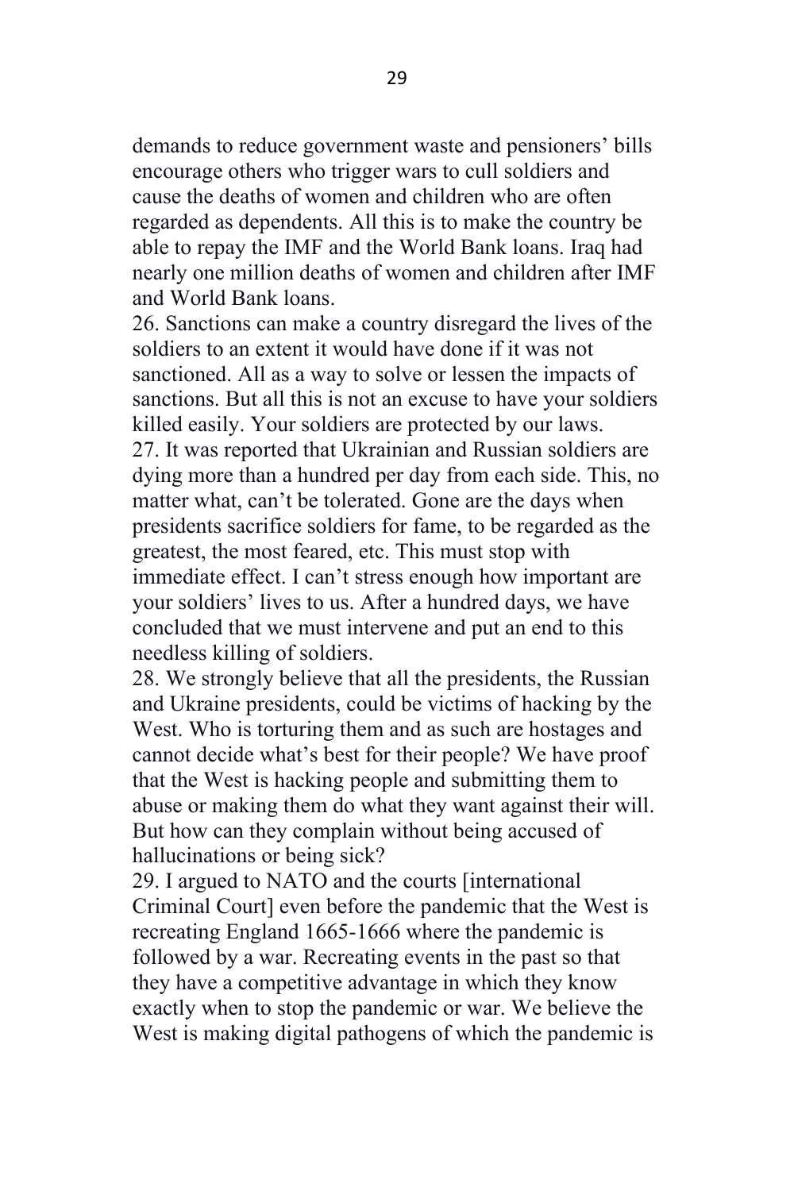demands to reduce government waste and pensioners' bills encourage others who trigger wars to cull soldiers and cause the deaths of women and children who are often regarded as dependents. All this is to make the country be able to repay the IMF and the World Bank loans. Iraq had nearly one million deaths of women and children after IMF and World Bank loans.

26. Sanctions can make a country disregard the lives of the soldiers to an extent it would have done if it was not sanctioned. All as a way to solve or lessen the impacts of sanctions. But all this is not an excuse to have your soldiers killed easily. Your soldiers are protected by our laws.

27. It was reported that Ukrainian and Russian soldiers are dying more than a hundred per day from each side. This, no matter what, can't be tolerated. Gone are the days when presidents sacrifice soldiers for fame, to be regarded as the greatest, the most feared, etc. This must stop with immediate effect. I can't stress enough how important are your soldiers' lives to us. After a hundred days, we have concluded that we must intervene and put an end to this needless killing of soldiers.

28. We strongly believe that all the presidents, the Russian and Ukraine presidents, could be victims of hacking by the West. Who is torturing them and as such are hostages and cannot decide what's best for their people? We have proof that the West is hacking people and submitting them to abuse or making them do what they want against their will. But how can they complain without being accused of hallucinations or being sick?

29. I argued to NATO and the courts [international Criminal Court] even before the pandemic that the West is recreating England 1665-1666 where the pandemic is followed by a war. Recreating events in the past so that they have a competitive advantage in which they know exactly when to stop the pandemic or war. We believe the West is making digital pathogens of which the pandemic is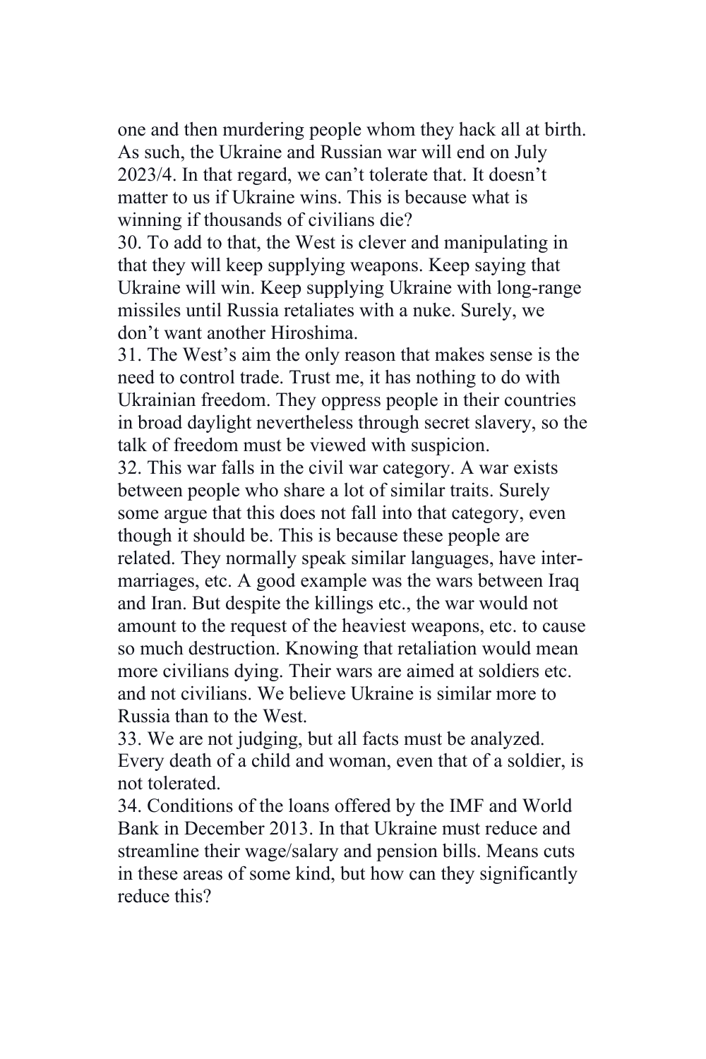one and then murdering people whom they hack all at birth. As such, the Ukraine and Russian war will end on July 2023/4. In that regard, we can't tolerate that. It doesn't matter to us if Ukraine wins. This is because what is winning if thousands of civilians die?

30. To add to that, the West is clever and manipulating in that they will keep supplying weapons. Keep saying that Ukraine will win. Keep supplying Ukraine with long-range missiles until Russia retaliates with a nuke. Surely, we don't want another Hiroshima.

31. The West's aim the only reason that makes sense is the need to control trade. Trust me, it has nothing to do with Ukrainian freedom. They oppress people in their countries in broad daylight nevertheless through secret slavery, so the talk of freedom must be viewed with suspicion.

32. This war falls in the civil war category. A war exists between people who share a lot of similar traits. Surely some argue that this does not fall into that category, even though it should be. This is because these people are related. They normally speak similar languages, have inter-marriages, etc. A good example was the wars between Iraq and Iran. But despite the killings etc., the war would not amount to the request of the heaviest weapons, etc. to cause so much destruction. Knowing that retaliation would mean more civilians dying. Their wars are aimed at soldiers etc. and not civilians. We believe Ukraine is similar more to Russia than to the West.

33. We are not judging, but all facts must be analyzed. Every death of a child and woman, even that of a soldier, is not tolerated.

34. Conditions of the loans offered by the IMF and World Bank in December 2013. In that Ukraine must reduce and streamline their wage/salary and pension bills. Means cuts in these areas of some kind, but how can they significantly reduce this?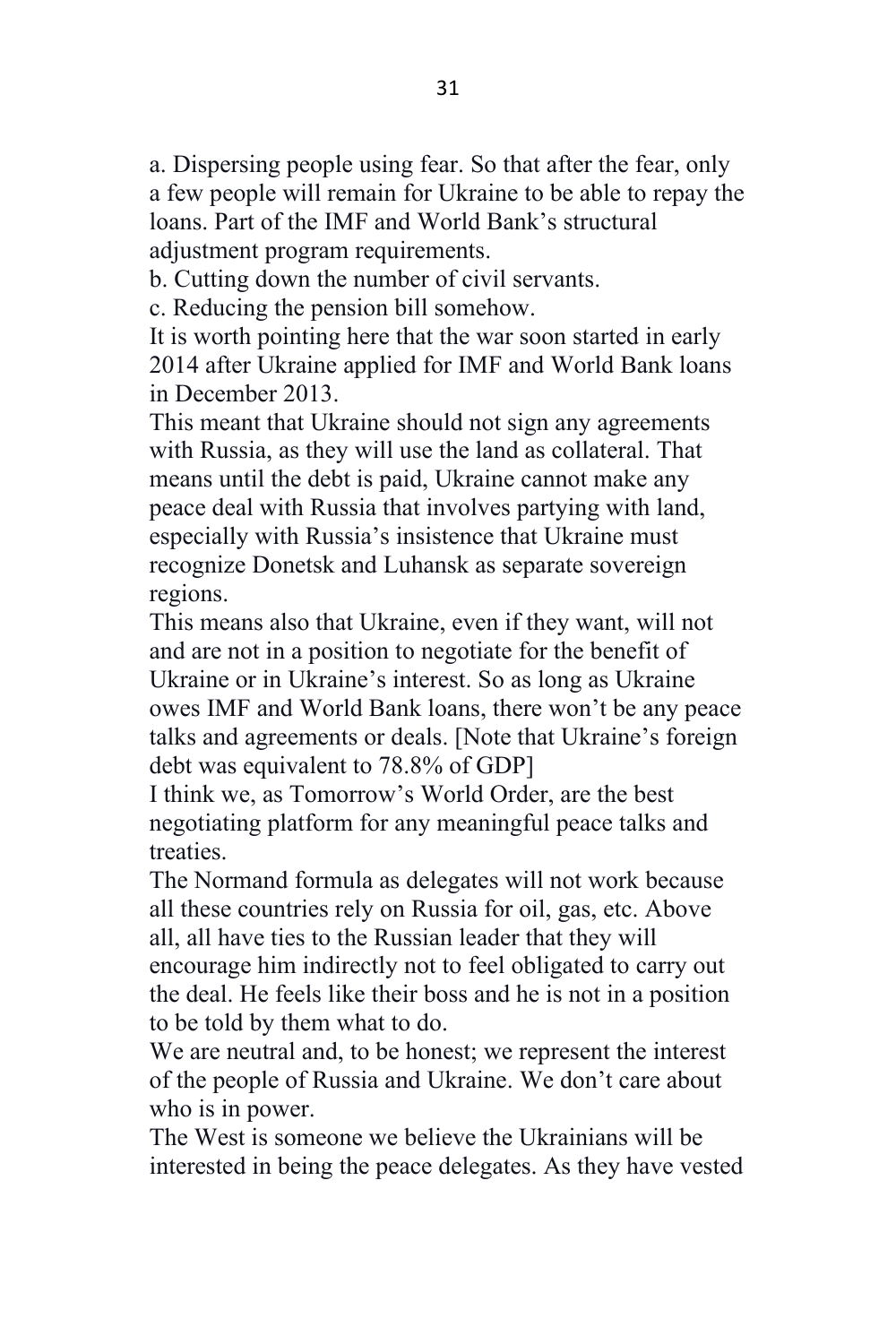a. Dispersing people using fear. So that after the fear, only a few people will remain for Ukraine to be able to repay the loans. Part of the IMF and World Bank's structural adjustment program requirements.

b. Cutting down the number of civil servants.

c. Reducing the pension bill somehow.

It is worth pointing here that the war soon started in early 2014 after Ukraine applied for IMF and World Bank loans in December 2013.

This meant that Ukraine should not sign any agreements with Russia, as they will use the land as collateral. That means until the debt is paid, Ukraine cannot make any peace deal with Russia that involves partying with land, especially with Russia's insistence that Ukraine must recognize Donetsk and Luhansk as separate sovereign regions.

This means also that Ukraine, even if they want, will not and are not in a position to negotiate for the benefit of Ukraine or in Ukraine's interest. So as long as Ukraine owes IMF and World Bank loans, there won't be any peace talks and agreements or deals. [Note that Ukraine's foreign debt was equivalent to 78.8% of GDP]

I think we, as Tomorrow's World Order, are the best negotiating platform for any meaningful peace talks and treaties.

The Normand formula as delegates will not work because all these countries rely on Russia for oil, gas, etc. Above all, all have ties to the Russian leader that they will encourage him indirectly not to feel obligated to carry out the deal. He feels like their boss and he is not in a position to be told by them what to do.

We are neutral and, to be honest; we represent the interest of the people of Russia and Ukraine. We don't care about who is in power.

The West is someone we believe the Ukrainians will be interested in being the peace delegates. As they have vested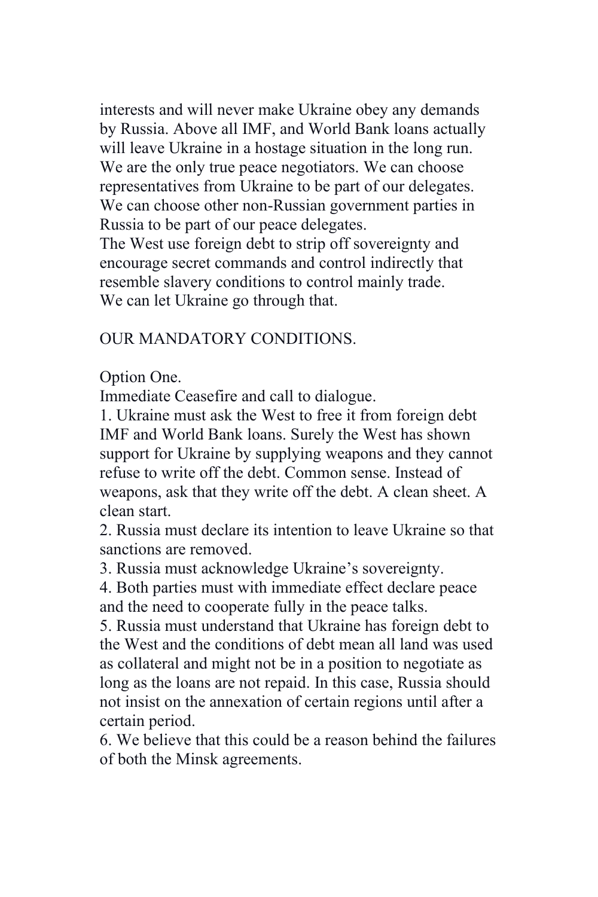interests and will never make Ukraine obey any demands by Russia. Above all IMF, and World Bank loans actually will leave Ukraine in a hostage situation in the long run. We are the only true peace negotiators. We can choose representatives from Ukraine to be part of our delegates. We can choose other non-Russian government parties in Russia to be part of our peace delegates.
The West use foreign debt to strip off sovereignty and encourage secret commands and control indirectly that resemble slavery conditions to control mainly trade.
We can let Ukraine go through that.

OUR MANDATORY CONDITIONS.

Option One.
Immediate Ceasefire and call to dialogue.
1. Ukraine must ask the West to free it from foreign debt IMF and World Bank loans. Surely the West has shown support for Ukraine by supplying weapons and they cannot refuse to write off the debt. Common sense. Instead of weapons, ask that they write off the debt. A clean sheet. A clean start.
2. Russia must declare its intention to leave Ukraine so that sanctions are removed.
3. Russia must acknowledge Ukraine's sovereignty.
4. Both parties must with immediate effect declare peace and the need to cooperate fully in the peace talks.
5. Russia must understand that Ukraine has foreign debt to the West and the conditions of debt mean all land was used as collateral and might not be in a position to negotiate as long as the loans are not repaid. In this case, Russia should not insist on the annexation of certain regions until after a certain period.
6. We believe that this could be a reason behind the failures of both the Minsk agreements.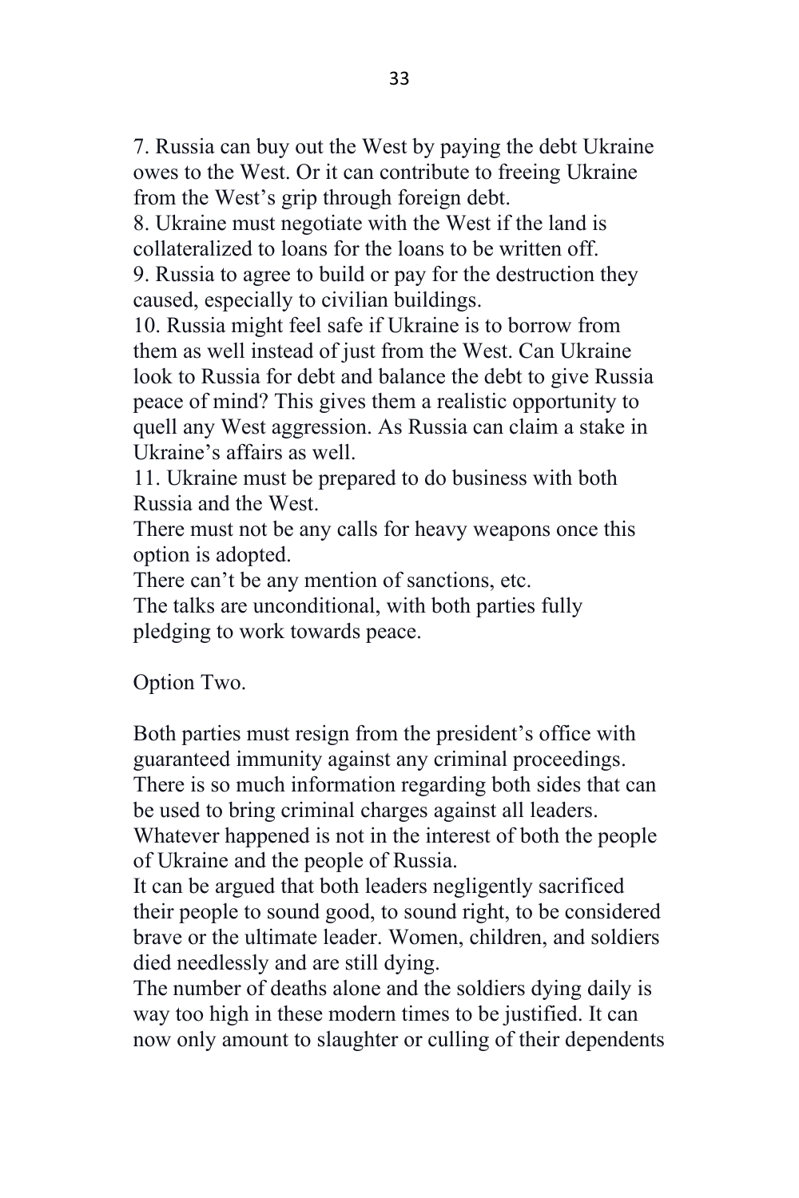7. Russia can buy out the West by paying the debt Ukraine owes to the West. Or it can contribute to freeing Ukraine from the West's grip through foreign debt.
8. Ukraine must negotiate with the West if the land is collateralized to loans for the loans to be written off.
9. Russia to agree to build or pay for the destruction they caused, especially to civilian buildings.
10. Russia might feel safe if Ukraine is to borrow from them as well instead of just from the West. Can Ukraine look to Russia for debt and balance the debt to give Russia peace of mind? This gives them a realistic opportunity to quell any West aggression. As Russia can claim a stake in Ukraine's affairs as well.
11. Ukraine must be prepared to do business with both Russia and the West.

There must not be any calls for heavy weapons once this option is adopted.
There can't be any mention of sanctions, etc.
The talks are unconditional, with both parties fully pledging to work towards peace.

Option Two.

Both parties must resign from the president's office with guaranteed immunity against any criminal proceedings. There is so much information regarding both sides that can be used to bring criminal charges against all leaders. Whatever happened is not in the interest of both the people of Ukraine and the people of Russia.
It can be argued that both leaders negligently sacrificed their people to sound good, to sound right, to be considered brave or the ultimate leader. Women, children, and soldiers died needlessly and are still dying.
The number of deaths alone and the soldiers dying daily is way too high in these modern times to be justified. It can now only amount to slaughter or culling of their dependents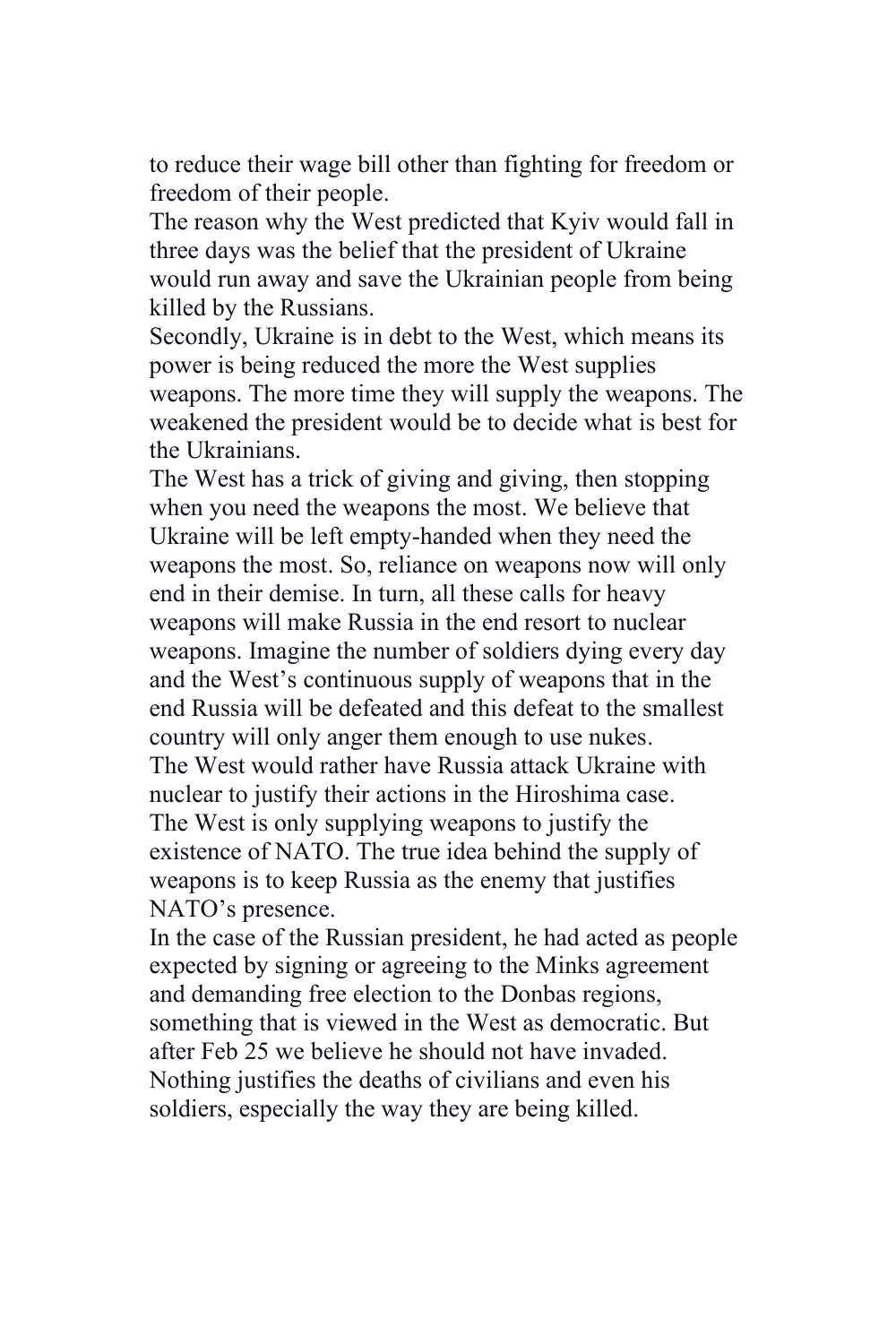to reduce their wage bill other than fighting for freedom or freedom of their people.

The reason why the West predicted that Kyiv would fall in three days was the belief that the president of Ukraine would run away and save the Ukrainian people from being killed by the Russians.

Secondly, Ukraine is in debt to the West, which means its power is being reduced the more the West supplies weapons. The more time they will supply the weapons. The weakened the president would be to decide what is best for the Ukrainians.

The West has a trick of giving and giving, then stopping when you need the weapons the most. We believe that Ukraine will be left empty-handed when they need the weapons the most. So, reliance on weapons now will only end in their demise. In turn, all these calls for heavy weapons will make Russia in the end resort to nuclear weapons. Imagine the number of soldiers dying every day and the West's continuous supply of weapons that in the end Russia will be defeated and this defeat to the smallest country will only anger them enough to use nukes.

The West would rather have Russia attack Ukraine with nuclear to justify their actions in the Hiroshima case.

The West is only supplying weapons to justify the existence of NATO. The true idea behind the supply of weapons is to keep Russia as the enemy that justifies NATO's presence.

In the case of the Russian president, he had acted as people expected by signing or agreeing to the Minks agreement and demanding free election to the Donbas regions, something that is viewed in the West as democratic. But after Feb 25 we believe he should not have invaded. Nothing justifies the deaths of civilians and even his soldiers, especially the way they are being killed.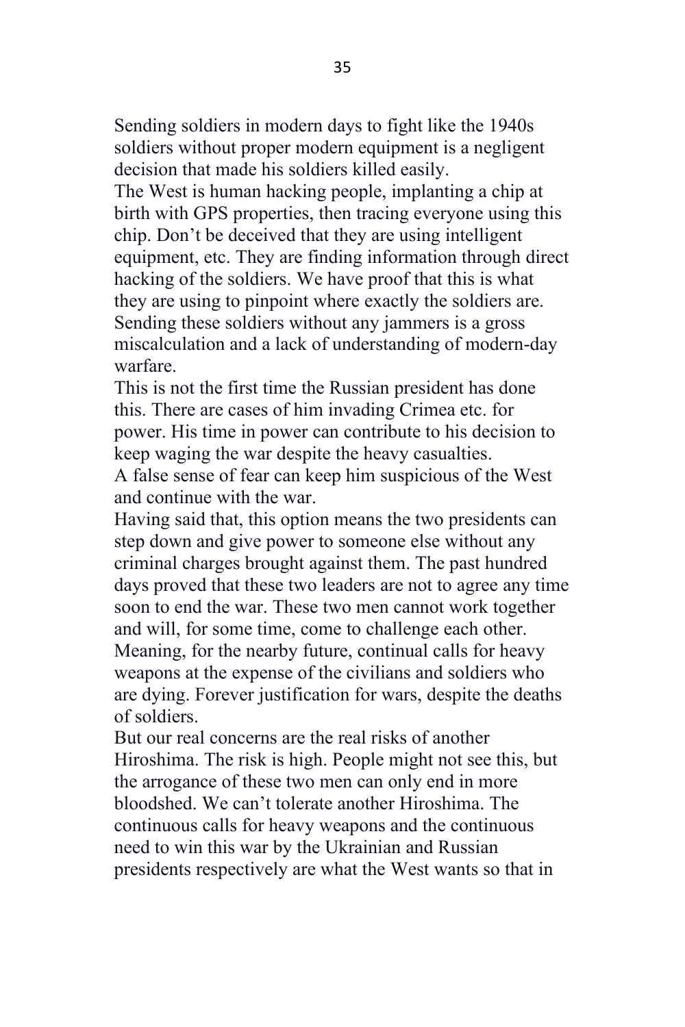Sending soldiers in modern days to fight like the 1940s soldiers without proper modern equipment is a negligent decision that made his soldiers killed easily.

The West is human hacking people, implanting a chip at birth with GPS properties, then tracing everyone using this chip. Don't be deceived that they are using intelligent equipment, etc. They are finding information through direct hacking of the soldiers. We have proof that this is what they are using to pinpoint where exactly the soldiers are. Sending these soldiers without any jammers is a gross miscalculation and a lack of understanding of modern-day warfare.

This is not the first time the Russian president has done this. There are cases of him invading Crimea etc. for power. His time in power can contribute to his decision to keep waging the war despite the heavy casualties.

A false sense of fear can keep him suspicious of the West and continue with the war.

Having said that, this option means the two presidents can step down and give power to someone else without any criminal charges brought against them. The past hundred days proved that these two leaders are not to agree any time soon to end the war. These two men cannot work together and will, for some time, come to challenge each other. Meaning, for the nearby future, continual calls for heavy weapons at the expense of the civilians and soldiers who are dying. Forever justification for wars, despite the deaths of soldiers.

But our real concerns are the real risks of another Hiroshima. The risk is high. People might not see this, but the arrogance of these two men can only end in more bloodshed. We can't tolerate another Hiroshima. The continuous calls for heavy weapons and the continuous need to win this war by the Ukrainian and Russian presidents respectively are what the West wants so that in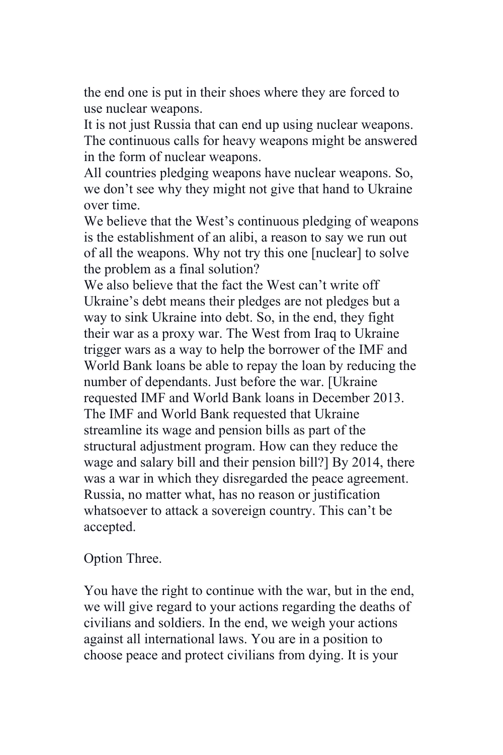the end one is put in their shoes where they are forced to use nuclear weapons.

It is not just Russia that can end up using nuclear weapons. The continuous calls for heavy weapons might be answered in the form of nuclear weapons.

All countries pledging weapons have nuclear weapons. So, we don't see why they might not give that hand to Ukraine over time.

We believe that the West's continuous pledging of weapons is the establishment of an alibi, a reason to say we run out of all the weapons. Why not try this one [nuclear] to solve the problem as a final solution?

We also believe that the fact the West can't write off Ukraine's debt means their pledges are not pledges but a way to sink Ukraine into debt. So, in the end, they fight their war as a proxy war. The West from Iraq to Ukraine trigger wars as a way to help the borrower of the IMF and World Bank loans be able to repay the loan by reducing the number of dependants. Just before the war. [Ukraine requested IMF and World Bank loans in December 2013. The IMF and World Bank requested that Ukraine streamline its wage and pension bills as part of the structural adjustment program. How can they reduce the wage and salary bill and their pension bill?] By 2014, there was a war in which they disregarded the peace agreement. Russia, no matter what, has no reason or justification whatsoever to attack a sovereign country. This can't be accepted.

Option Three.

You have the right to continue with the war, but in the end, we will give regard to your actions regarding the deaths of civilians and soldiers. In the end, we weigh your actions against all international laws. You are in a position to choose peace and protect civilians from dying. It is your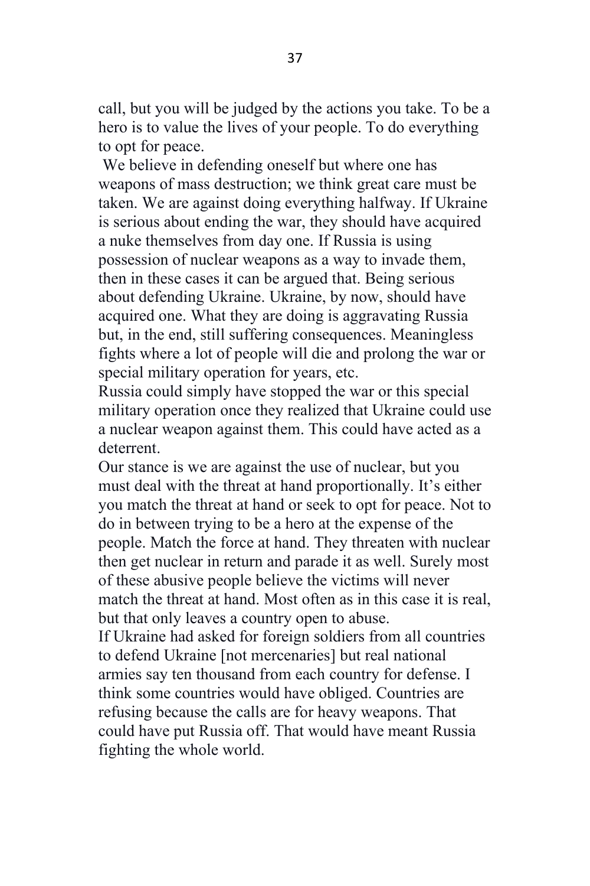call, but you will be judged by the actions you take. To be a hero is to value the lives of your people. To do everything to opt for peace.

We believe in defending oneself but where one has weapons of mass destruction; we think great care must be taken. We are against doing everything halfway. If Ukraine is serious about ending the war, they should have acquired a nuke themselves from day one. If Russia is using possession of nuclear weapons as a way to invade them, then in these cases it can be argued that. Being serious about defending Ukraine. Ukraine, by now, should have acquired one. What they are doing is aggravating Russia but, in the end, still suffering consequences. Meaningless fights where a lot of people will die and prolong the war or special military operation for years, etc.

Russia could simply have stopped the war or this special military operation once they realized that Ukraine could use a nuclear weapon against them. This could have acted as a deterrent.

Our stance is we are against the use of nuclear, but you must deal with the threat at hand proportionally. It's either you match the threat at hand or seek to opt for peace. Not to do in between trying to be a hero at the expense of the people. Match the force at hand. They threaten with nuclear then get nuclear in return and parade it as well. Surely most of these abusive people believe the victims will never match the threat at hand. Most often as in this case it is real, but that only leaves a country open to abuse.

If Ukraine had asked for foreign soldiers from all countries to defend Ukraine [not mercenaries] but real national armies say ten thousand from each country for defense. I think some countries would have obliged. Countries are refusing because the calls are for heavy weapons. That could have put Russia off. That would have meant Russia fighting the whole world.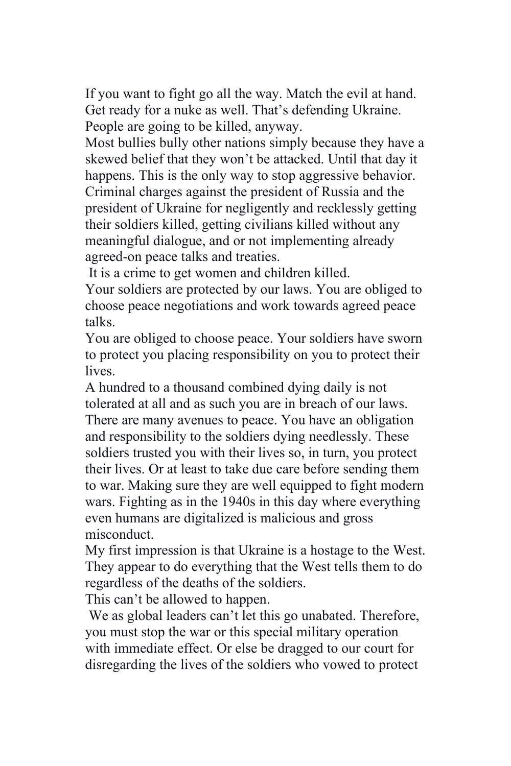If you want to fight go all the way. Match the evil at hand. Get ready for a nuke as well. That's defending Ukraine. People are going to be killed, anyway.

Most bullies bully other nations simply because they have a skewed belief that they won't be attacked. Until that day it happens. This is the only way to stop aggressive behavior. Criminal charges against the president of Russia and the president of Ukraine for negligently and recklessly getting their soldiers killed, getting civilians killed without any meaningful dialogue, and or not implementing already agreed-on peace talks and treaties.

It is a crime to get women and children killed.

Your soldiers are protected by our laws. You are obliged to choose peace negotiations and work towards agreed peace talks.

You are obliged to choose peace. Your soldiers have sworn to protect you placing responsibility on you to protect their lives.

A hundred to a thousand combined dying daily is not tolerated at all and as such you are in breach of our laws. There are many avenues to peace. You have an obligation and responsibility to the soldiers dying needlessly. These soldiers trusted you with their lives so, in turn, you protect their lives. Or at least to take due care before sending them to war. Making sure they are well equipped to fight modern wars. Fighting as in the 1940s in this day where everything even humans are digitalized is malicious and gross misconduct.

My first impression is that Ukraine is a hostage to the West. They appear to do everything that the West tells them to do regardless of the deaths of the soldiers.

This can't be allowed to happen.

We as global leaders can't let this go unabated. Therefore, you must stop the war or this special military operation with immediate effect. Or else be dragged to our court for disregarding the lives of the soldiers who vowed to protect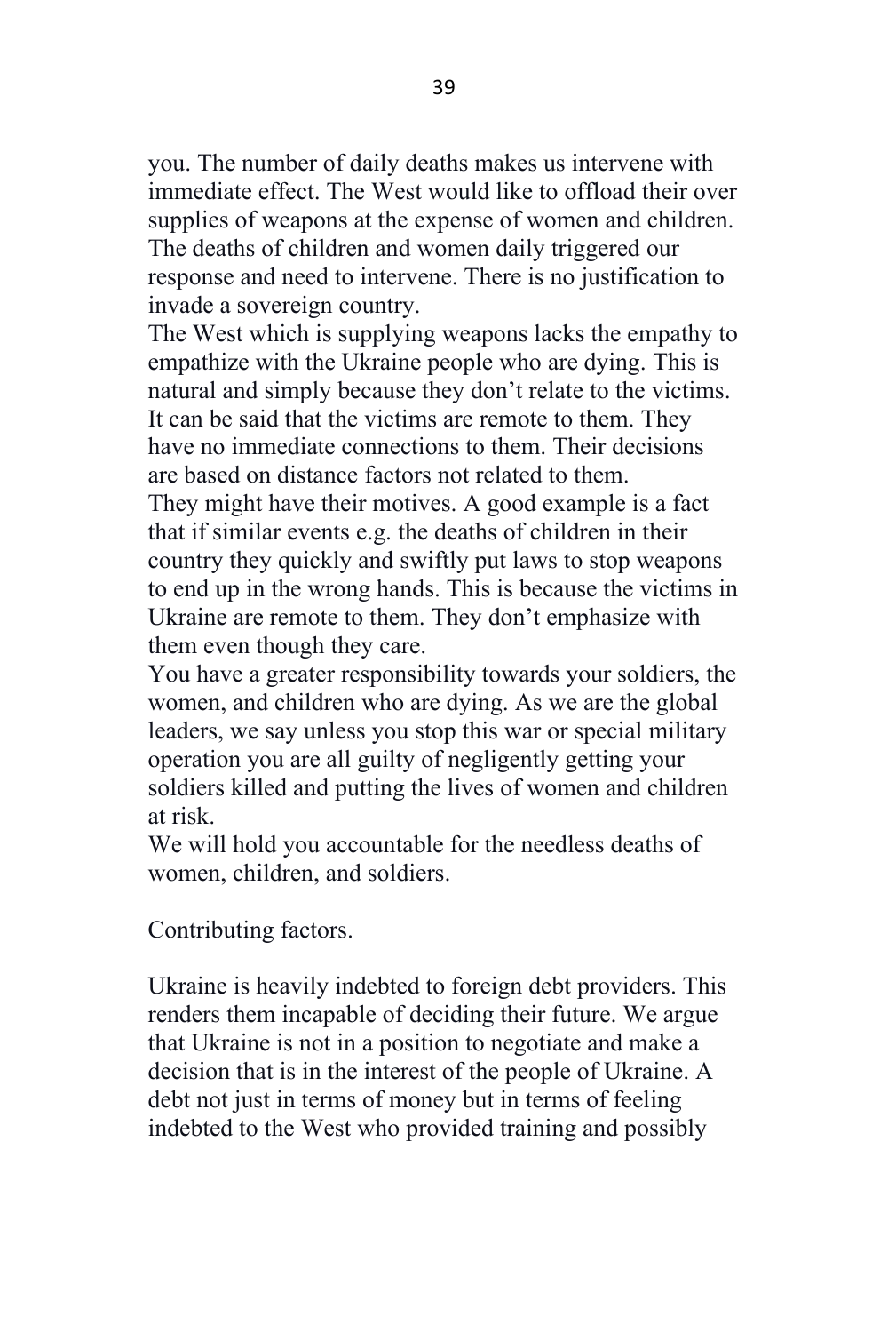you. The number of daily deaths makes us intervene with immediate effect. The West would like to offload their over supplies of weapons at the expense of women and children. The deaths of children and women daily triggered our response and need to intervene. There is no justification to invade a sovereign country.

The West which is supplying weapons lacks the empathy to empathize with the Ukraine people who are dying. This is natural and simply because they don't relate to the victims. It can be said that the victims are remote to them. They have no immediate connections to them. Their decisions are based on distance factors not related to them.

They might have their motives. A good example is a fact that if similar events e.g. the deaths of children in their country they quickly and swiftly put laws to stop weapons to end up in the wrong hands. This is because the victims in Ukraine are remote to them. They don't emphasize with them even though they care.

You have a greater responsibility towards your soldiers, the women, and children who are dying. As we are the global leaders, we say unless you stop this war or special military operation you are all guilty of negligently getting your soldiers killed and putting the lives of women and children at risk.

We will hold you accountable for the needless deaths of women, children, and soldiers.

Contributing factors.

Ukraine is heavily indebted to foreign debt providers. This renders them incapable of deciding their future. We argue that Ukraine is not in a position to negotiate and make a decision that is in the interest of the people of Ukraine. A debt not just in terms of money but in terms of feeling indebted to the West who provided training and possibly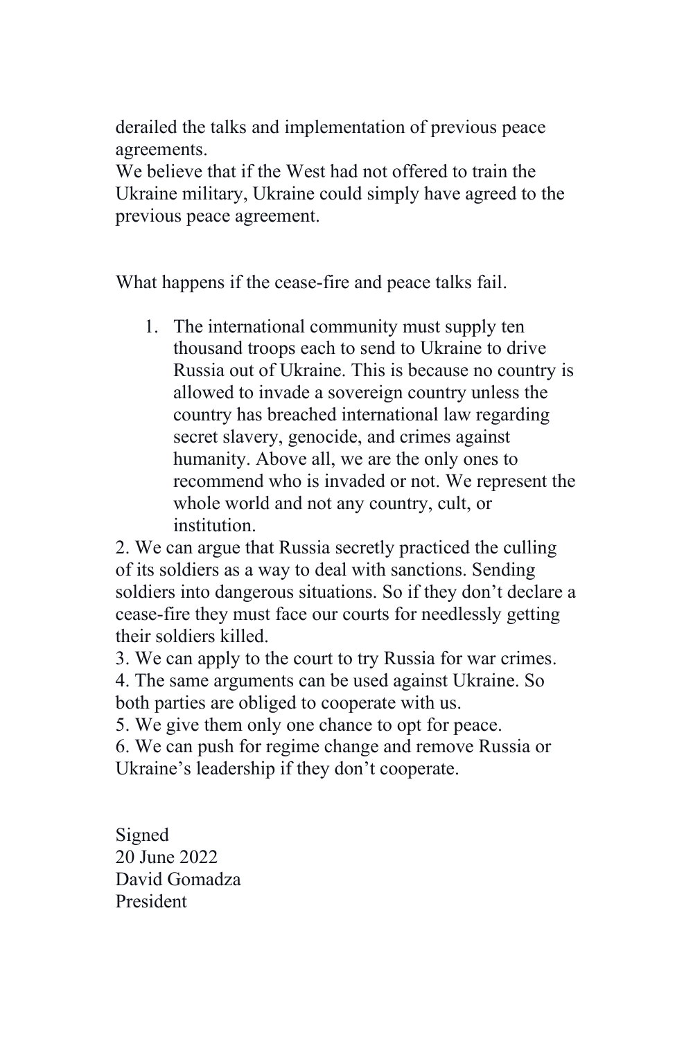derailed the talks and implementation of previous peace agreements.
We believe that if the West had not offered to train the Ukraine military, Ukraine could simply have agreed to the previous peace agreement.

What happens if the cease-fire and peace talks fail.

1. The international community must supply ten thousand troops each to send to Ukraine to drive Russia out of Ukraine. This is because no country is allowed to invade a sovereign country unless the country has breached international law regarding secret slavery, genocide, and crimes against humanity. Above all, we are the only ones to recommend who is invaded or not. We represent the whole world and not any country, cult, or institution.

2. We can argue that Russia secretly practiced the culling of its soldiers as a way to deal with sanctions. Sending soldiers into dangerous situations. So if they don't declare a cease-fire they must face our courts for needlessly getting their soldiers killed.
3. We can apply to the court to try Russia for war crimes.
4. The same arguments can be used against Ukraine. So both parties are obliged to cooperate with us.
5. We give them only one chance to opt for peace.
6. We can push for regime change and remove Russia or Ukraine's leadership if they don't cooperate.

Signed
20 June 2022
David Gomadza
President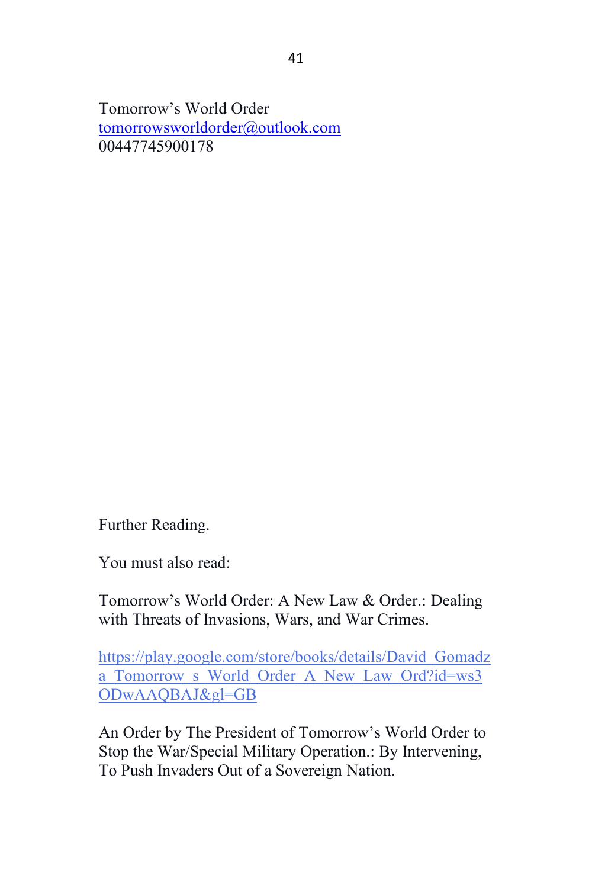Tomorrow's World Order
tomorrowsworldorder@outlook.com
00447745900178

Further Reading.

You must also read:

Tomorrow's World Order: A New Law & Order.: Dealing with Threats of Invasions, Wars, and War Crimes.

https://play.google.com/store/books/details/David_Gomadza_Tomorrow_s_World_Order_A_New_Law_Ord?id=ws3ODwAAQBAJ&gl=GB

An Order by The President of Tomorrow's World Order to Stop the War/Special Military Operation.: By Intervening, To Push Invaders Out of a Sovereign Nation.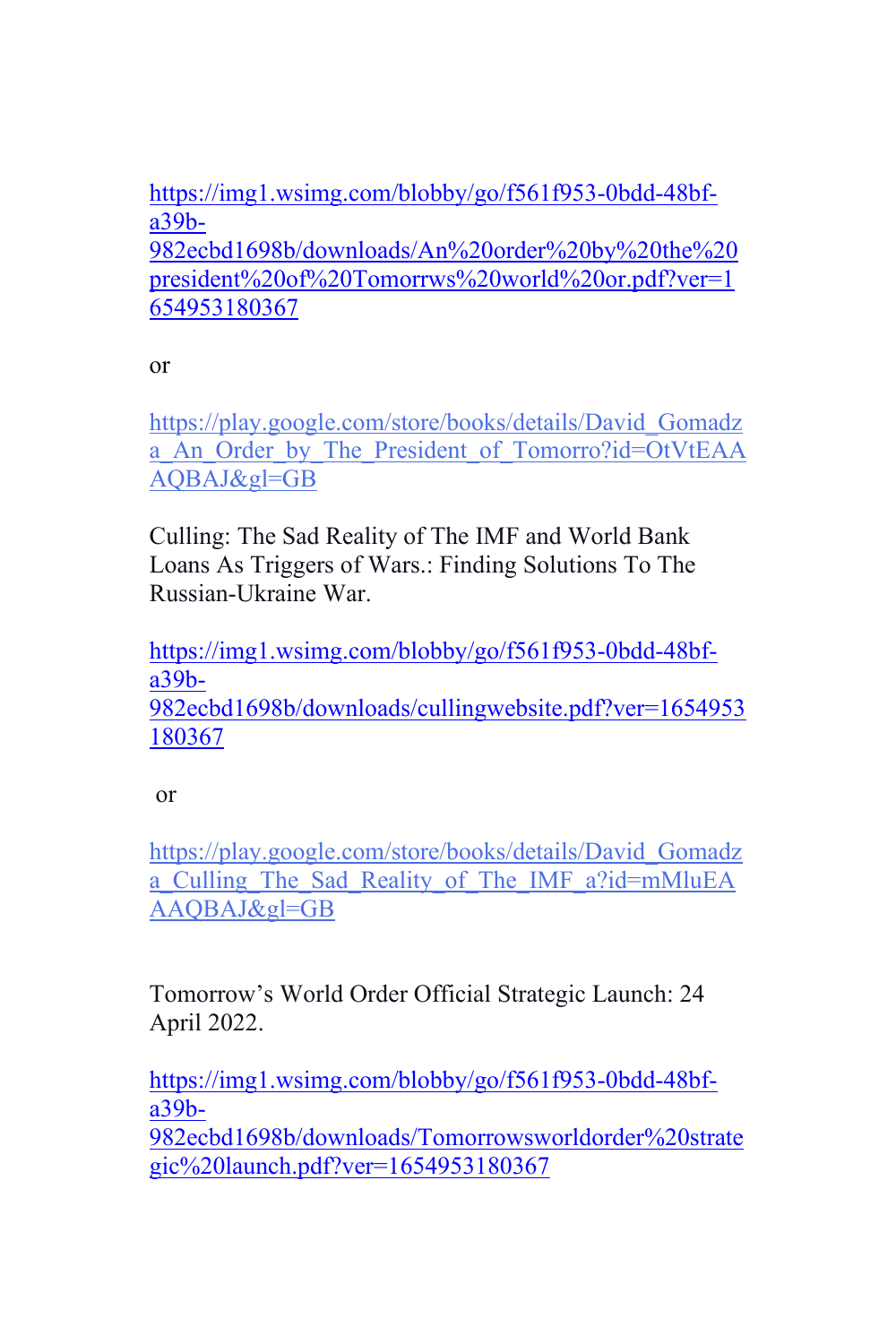https://img1.wsimg.com/blobby/go/f561f953-0bdd-48bf-a39b-982ecbd1698b/downloads/An%20order%20by%20the%20president%20of%20Tomorrws%20world%20or.pdf?ver=1654953180367

or

https://play.google.com/store/books/details/David_Gomadza_An_Order_by_The_President_of_Tomorro?id=OtVtEAAAQBAJ&gl=GB

Culling: The Sad Reality of The IMF and World Bank Loans As Triggers of Wars.: Finding Solutions To The Russian-Ukraine War.

https://img1.wsimg.com/blobby/go/f561f953-0bdd-48bf-a39b-982ecbd1698b/downloads/cullingwebsite.pdf?ver=1654953180367

or

https://play.google.com/store/books/details/David_Gomadza_Culling_The_Sad_Reality_of_The_IMF_a?id=mMluEAAAQBAJ&gl=GB

Tomorrow's World Order Official Strategic Launch: 24 April 2022.

https://img1.wsimg.com/blobby/go/f561f953-0bdd-48bf-a39b-982ecbd1698b/downloads/Tomorrowsworldorder%20strategic%20launch.pdf?ver=1654953180367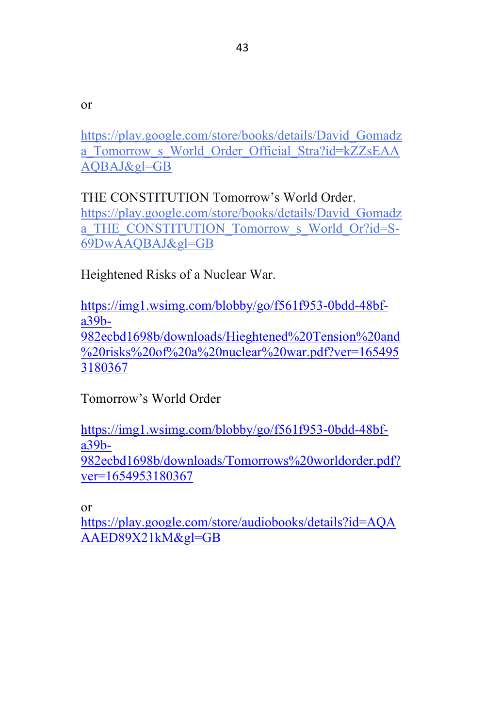or

https://play.google.com/store/books/details/David_Gomadza_Tomorrow_s_World_Order_Official_Stra?id=kZZsEAAAQBAJ&gl=GB

THE CONSTITUTION Tomorrow's World Order.
https://play.google.com/store/books/details/David_Gomadza_THE_CONSTITUTION_Tomorrow_s_World_Or?id=S-69DwAAQBAJ&gl=GB

Heightened Risks of a Nuclear War.

https://img1.wsimg.com/blobby/go/f561f953-0bdd-48bf-a39b-982ecbd1698b/downloads/Hieghtened%20Tension%20and%20risks%20of%20a%20nuclear%20war.pdf?ver=1654953180367

Tomorrow's World Order

https://img1.wsimg.com/blobby/go/f561f953-0bdd-48bf-a39b-982ecbd1698b/downloads/Tomorrows%20worldorder.pdf?ver=1654953180367

or
https://play.google.com/store/audiobooks/details?id=AQAAAED89X21kM&gl=GB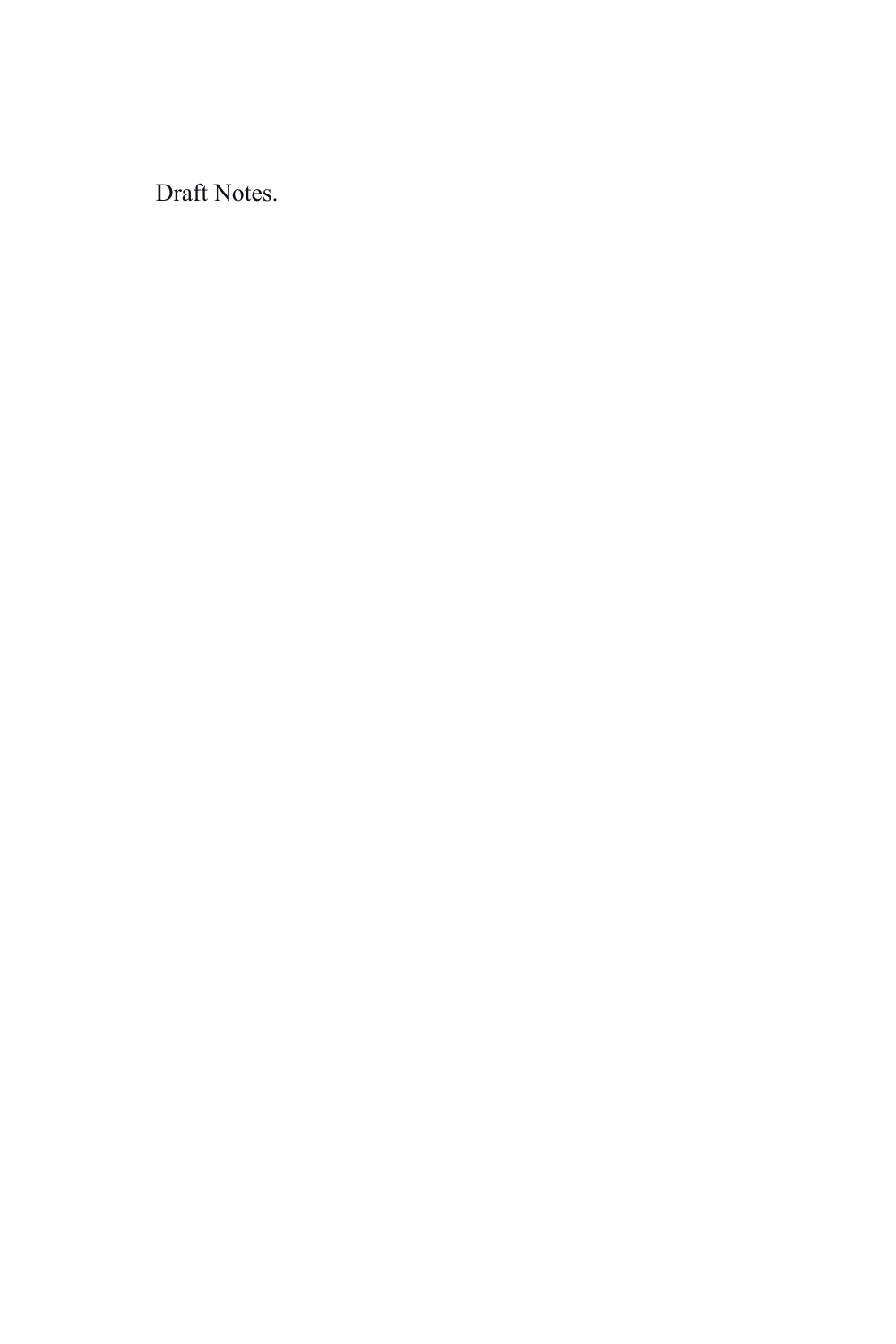Draft Notes.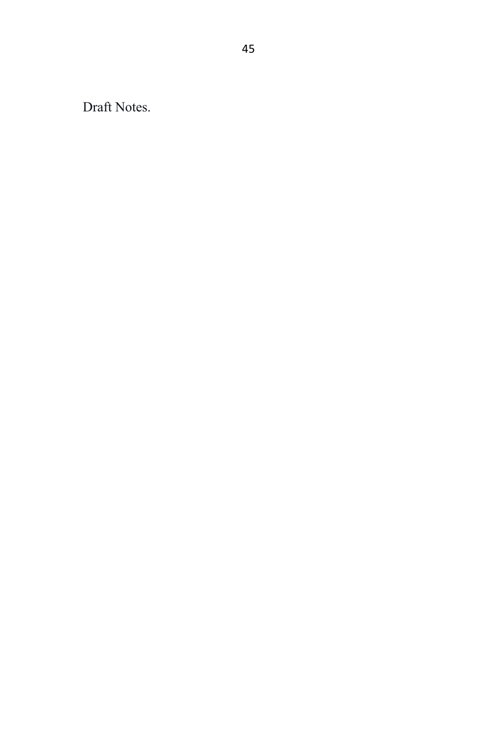Draft Notes.